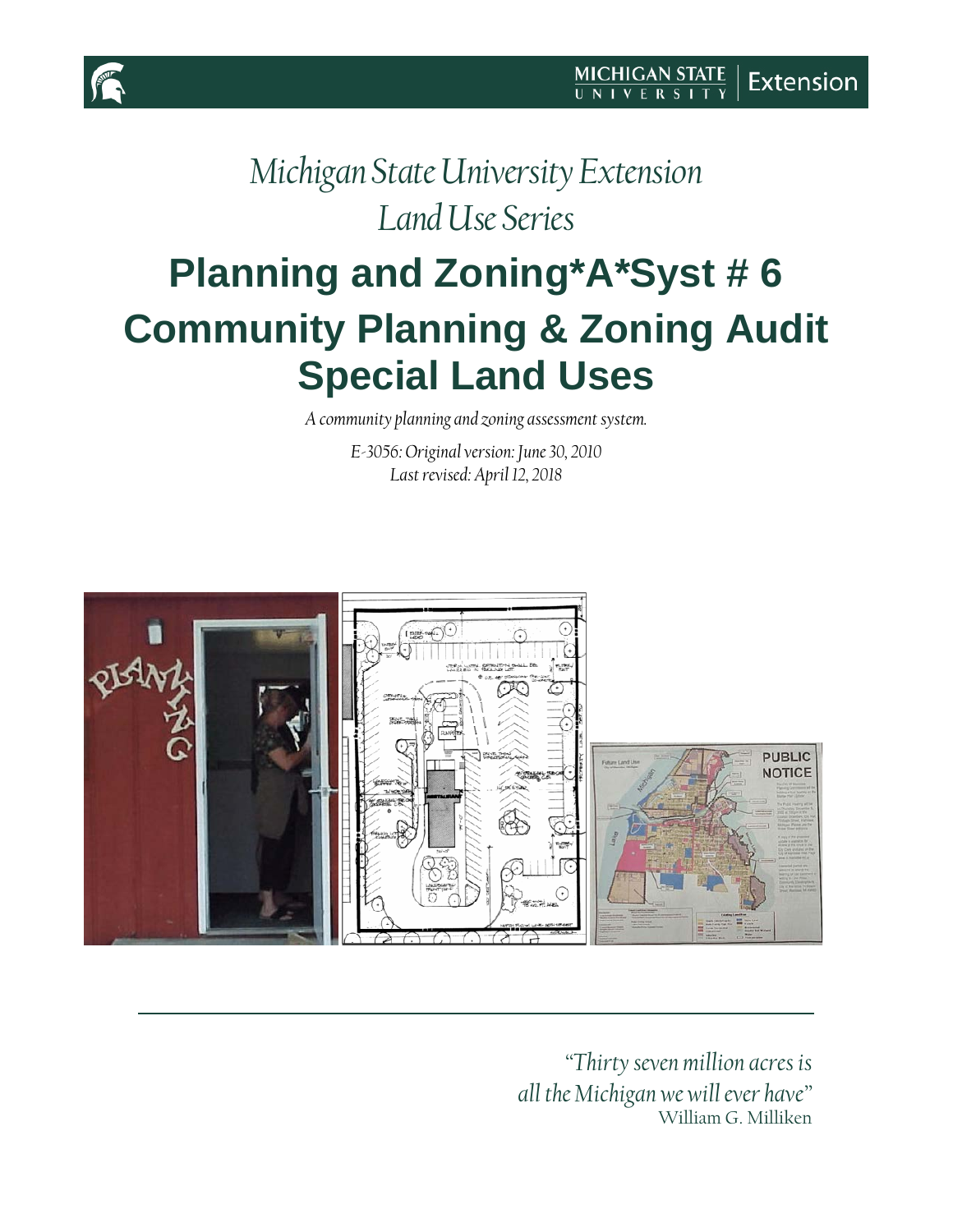*Michigan State University Extension*
*Land Use Series*

# Planning and Zoning*A*Syst # 6
# Community Planning & Zoning Audit
# Special Land Uses

*A community planning and zoning assessment system.*

*E-3056: Original version: June 30, 2010*
*Last revised: April 12, 2018*

*"Thirty seven million acres is all the Michigan we will ever have"*
William G. Milliken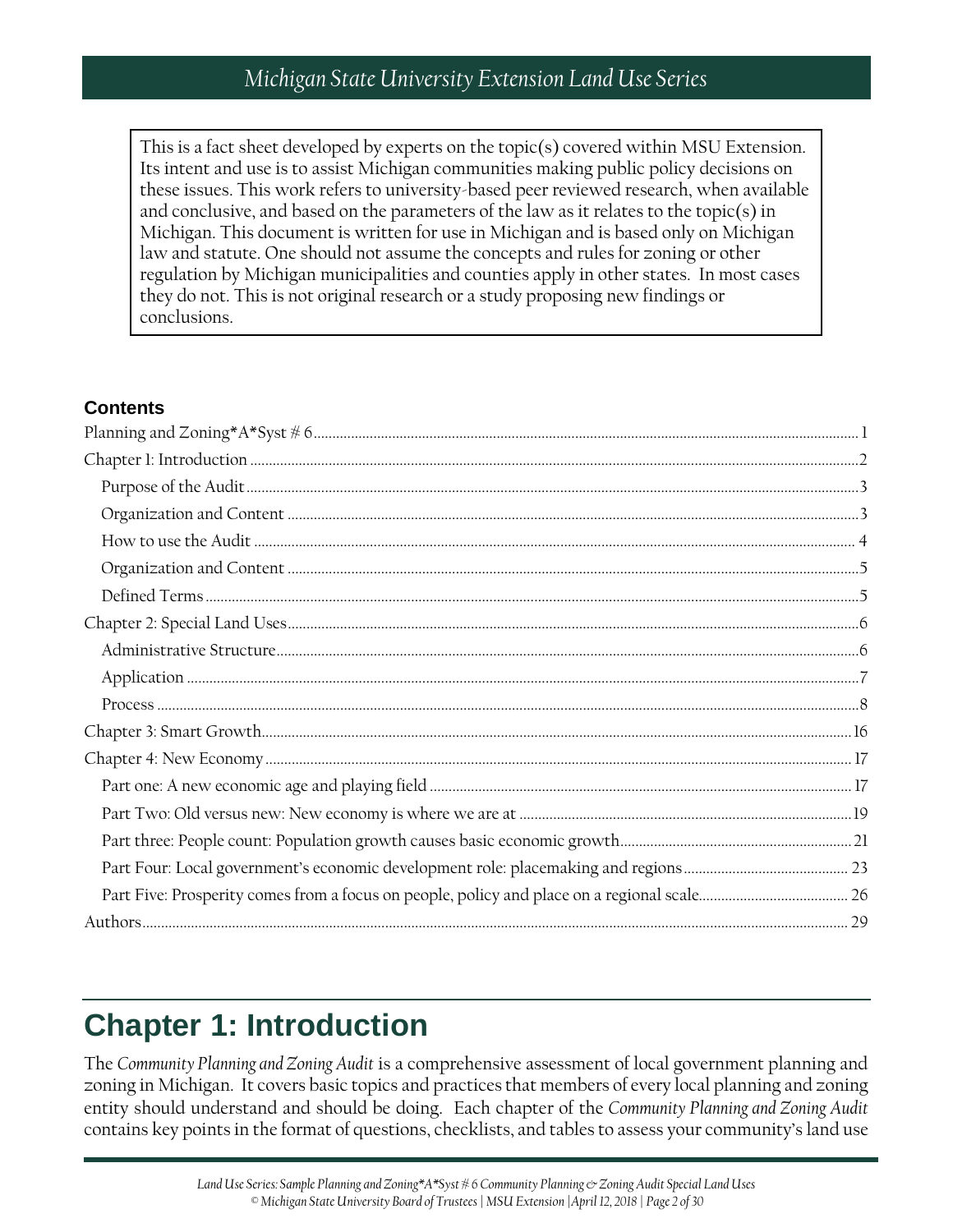This is a fact sheet developed by experts on the topic(s) covered within MSU Extension. Its intent and use is to assist Michigan communities making public policy decisions on these issues. This work refers to university-based peer reviewed research, when available and conclusive, and based on the parameters of the law as it relates to the topic(s) in Michigan. This document is written for use in Michigan and is based only on Michigan law and statute. One should not assume the concepts and rules for zoning or other regulation by Michigan municipalities and counties apply in other states. In most cases they do not. This is not original research or a study proposing new findings or conclusions.

**Contents**

- Planning and Zoning*A*Syst # 6 ..... 1
- Chapter 1: Introduction ..... 2
  - Purpose of the Audit ..... 3
  - Organization and Content ..... 3
  - How to use the Audit ..... 4
  - Organization and Content ..... 5
  - Defined Terms ..... 5
- Chapter 2: Special Land Uses ..... 6
  - Administrative Structure ..... 6
  - Application ..... 7
  - Process ..... 8
- Chapter 3: Smart Growth ..... 16
- Chapter 4: New Economy ..... 17
  - Part one: A new economic age and playing field ..... 17
  - Part Two: Old versus new: New economy is where we are at ..... 19
  - Part three: People count: Population growth causes basic economic growth ..... 21
  - Part Four: Local government's economic development role: placemaking and regions ..... 23
  - Part Five: Prosperity comes from a focus on people, policy and place on a regional scale ..... 26
- Authors ..... 29

# Chapter 1: Introduction

The *Community Planning and Zoning Audit* is a comprehensive assessment of local government planning and zoning in Michigan. It covers basic topics and practices that members of every local planning and zoning entity should understand and should be doing. Each chapter of the *Community Planning and Zoning Audit* contains key points in the format of questions, checklists, and tables to assess your community's land use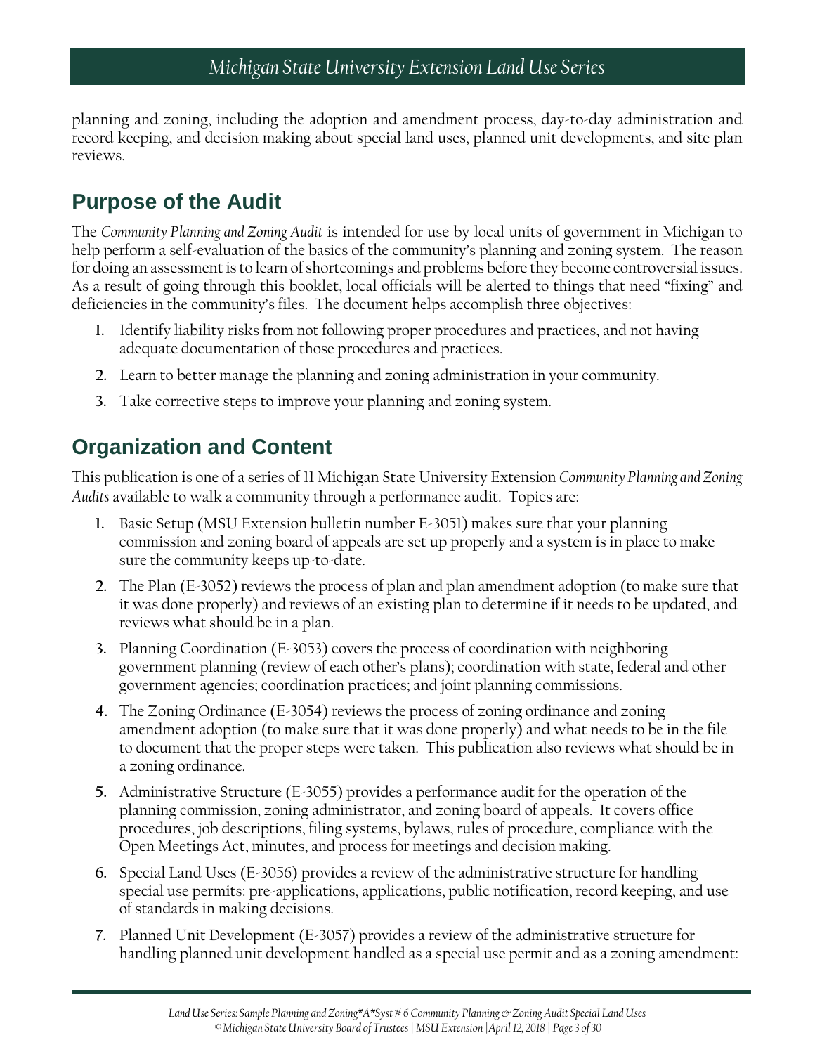planning and zoning, including the adoption and amendment process, day-to-day administration and record keeping, and decision making about special land uses, planned unit developments, and site plan reviews.

## Purpose of the Audit

The *Community Planning and Zoning Audit* is intended for use by local units of government in Michigan to help perform a self-evaluation of the basics of the community's planning and zoning system. The reason for doing an assessment is to learn of shortcomings and problems before they become controversial issues. As a result of going through this booklet, local officials will be alerted to things that need "fixing" and deficiencies in the community's files. The document helps accomplish three objectives:

1. Identify liability risks from not following proper procedures and practices, and not having adequate documentation of those procedures and practices.
2. Learn to better manage the planning and zoning administration in your community.
3. Take corrective steps to improve your planning and zoning system.

## Organization and Content

This publication is one of a series of 11 Michigan State University Extension *Community Planning and Zoning Audits* available to walk a community through a performance audit. Topics are:

1. Basic Setup (MSU Extension bulletin number E-3051) makes sure that your planning commission and zoning board of appeals are set up properly and a system is in place to make sure the community keeps up-to-date.
2. The Plan (E-3052) reviews the process of plan and plan amendment adoption (to make sure that it was done properly) and reviews of an existing plan to determine if it needs to be updated, and reviews what should be in a plan.
3. Planning Coordination (E-3053) covers the process of coordination with neighboring government planning (review of each other's plans); coordination with state, federal and other government agencies; coordination practices; and joint planning commissions.
4. The Zoning Ordinance (E-3054) reviews the process of zoning ordinance and zoning amendment adoption (to make sure that it was done properly) and what needs to be in the file to document that the proper steps were taken. This publication also reviews what should be in a zoning ordinance.
5. Administrative Structure (E-3055) provides a performance audit for the operation of the planning commission, zoning administrator, and zoning board of appeals. It covers office procedures, job descriptions, filing systems, bylaws, rules of procedure, compliance with the Open Meetings Act, minutes, and process for meetings and decision making.
6. Special Land Uses (E-3056) provides a review of the administrative structure for handling special use permits: pre-applications, applications, public notification, record keeping, and use of standards in making decisions.
7. Planned Unit Development (E-3057) provides a review of the administrative structure for handling planned unit development handled as a special use permit and as a zoning amendment: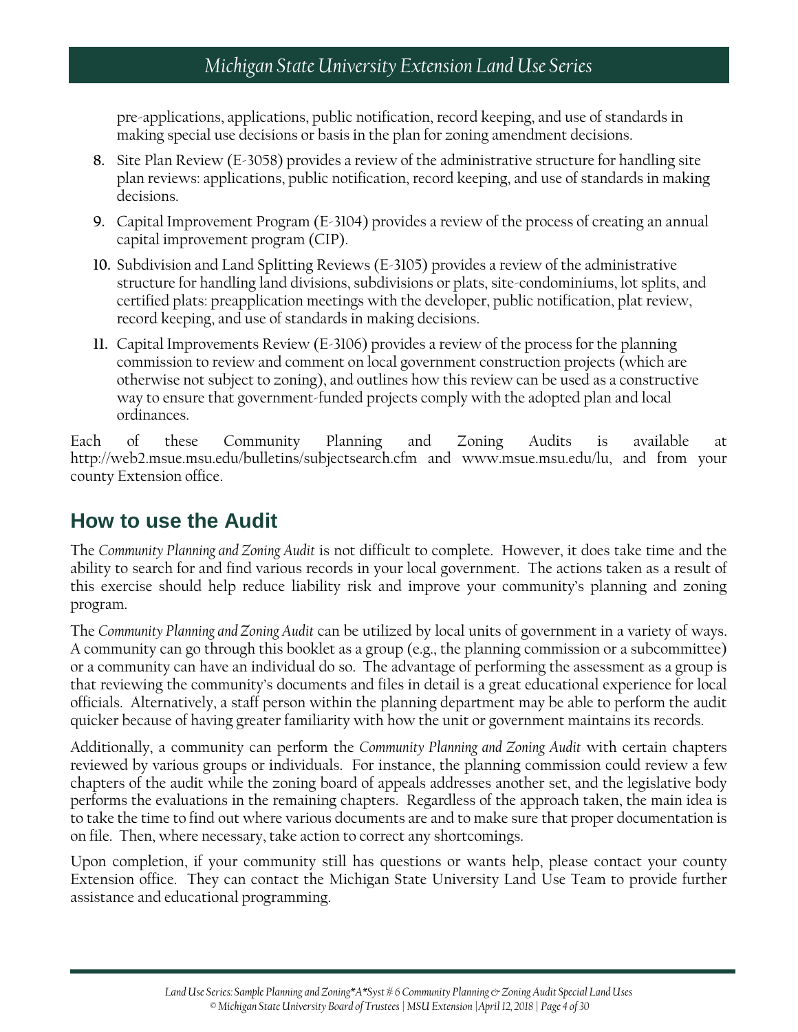pre-applications, applications, public notification, record keeping, and use of standards in making special use decisions or basis in the plan for zoning amendment decisions.

8. Site Plan Review (E-3058) provides a review of the administrative structure for handling site plan reviews: applications, public notification, record keeping, and use of standards in making decisions.
9. Capital Improvement Program (E-3104) provides a review of the process of creating an annual capital improvement program (CIP).
10. Subdivision and Land Splitting Reviews (E-3105) provides a review of the administrative structure for handling land divisions, subdivisions or plats, site-condominiums, lot splits, and certified plats: preapplication meetings with the developer, public notification, plat review, record keeping, and use of standards in making decisions.
11. Capital Improvements Review (E-3106) provides a review of the process for the planning commission to review and comment on local government construction projects (which are otherwise not subject to zoning), and outlines how this review can be used as a constructive way to ensure that government-funded projects comply with the adopted plan and local ordinances.

Each of these Community Planning and Zoning Audits is available at http://web2.msue.msu.edu/bulletins/subjectsearch.cfm and www.msue.msu.edu/lu, and from your county Extension office.

## How to use the Audit

The *Community Planning and Zoning Audit* is not difficult to complete. However, it does take time and the ability to search for and find various records in your local government. The actions taken as a result of this exercise should help reduce liability risk and improve your community's planning and zoning program.

The *Community Planning and Zoning Audit* can be utilized by local units of government in a variety of ways. A community can go through this booklet as a group (e.g., the planning commission or a subcommittee) or a community can have an individual do so. The advantage of performing the assessment as a group is that reviewing the community's documents and files in detail is a great educational experience for local officials. Alternatively, a staff person within the planning department may be able to perform the audit quicker because of having greater familiarity with how the unit or government maintains its records.

Additionally, a community can perform the *Community Planning and Zoning Audit* with certain chapters reviewed by various groups or individuals. For instance, the planning commission could review a few chapters of the audit while the zoning board of appeals addresses another set, and the legislative body performs the evaluations in the remaining chapters. Regardless of the approach taken, the main idea is to take the time to find out where various documents are and to make sure that proper documentation is on file. Then, where necessary, take action to correct any shortcomings.

Upon completion, if your community still has questions or wants help, please contact your county Extension office. They can contact the Michigan State University Land Use Team to provide further assistance and educational programming.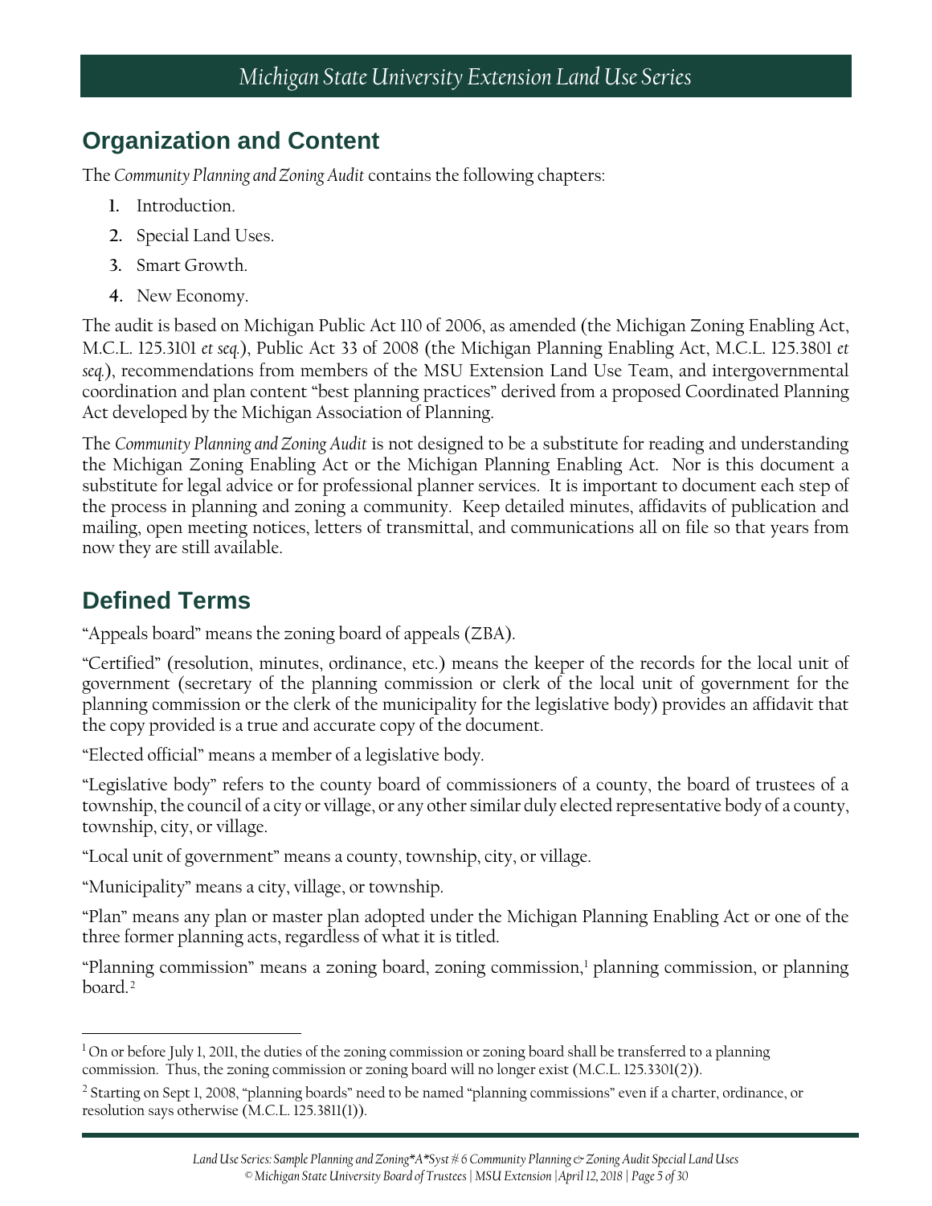## Organization and Content

The *Community Planning and Zoning Audit* contains the following chapters:

1. Introduction.
2. Special Land Uses.
3. Smart Growth.
4. New Economy.

The audit is based on Michigan Public Act 110 of 2006, as amended (the Michigan Zoning Enabling Act, M.C.L. 125.3101 *et seq.*), Public Act 33 of 2008 (the Michigan Planning Enabling Act, M.C.L. 125.3801 *et seq.*), recommendations from members of the MSU Extension Land Use Team, and intergovernmental coordination and plan content "best planning practices" derived from a proposed Coordinated Planning Act developed by the Michigan Association of Planning.

The *Community Planning and Zoning Audit* is not designed to be a substitute for reading and understanding the Michigan Zoning Enabling Act or the Michigan Planning Enabling Act. Nor is this document a substitute for legal advice or for professional planner services. It is important to document each step of the process in planning and zoning a community. Keep detailed minutes, affidavits of publication and mailing, open meeting notices, letters of transmittal, and communications all on file so that years from now they are still available.

## Defined Terms

"Appeals board" means the zoning board of appeals (ZBA).

"Certified" (resolution, minutes, ordinance, etc.) means the keeper of the records for the local unit of government (secretary of the planning commission or clerk of the local unit of government for the planning commission or the clerk of the municipality for the legislative body) provides an affidavit that the copy provided is a true and accurate copy of the document.

"Elected official" means a member of a legislative body.

"Legislative body" refers to the county board of commissioners of a county, the board of trustees of a township, the council of a city or village, or any other similar duly elected representative body of a county, township, city, or village.

"Local unit of government" means a county, township, city, or village.

"Municipality" means a city, village, or township.

"Plan" means any plan or master plan adopted under the Michigan Planning Enabling Act or one of the three former planning acts, regardless of what it is titled.

"Planning commission" means a zoning board, zoning commission,[1] planning commission, or planning board.[2]

---

[1] On or before July 1, 2011, the duties of the zoning commission or zoning board shall be transferred to a planning commission. Thus, the zoning commission or zoning board will no longer exist (M.C.L. 125.3301(2)).

[2] Starting on Sept 1, 2008, "planning boards" need to be named "planning commissions" even if a charter, ordinance, or resolution says otherwise (M.C.L. 125.3811(1)).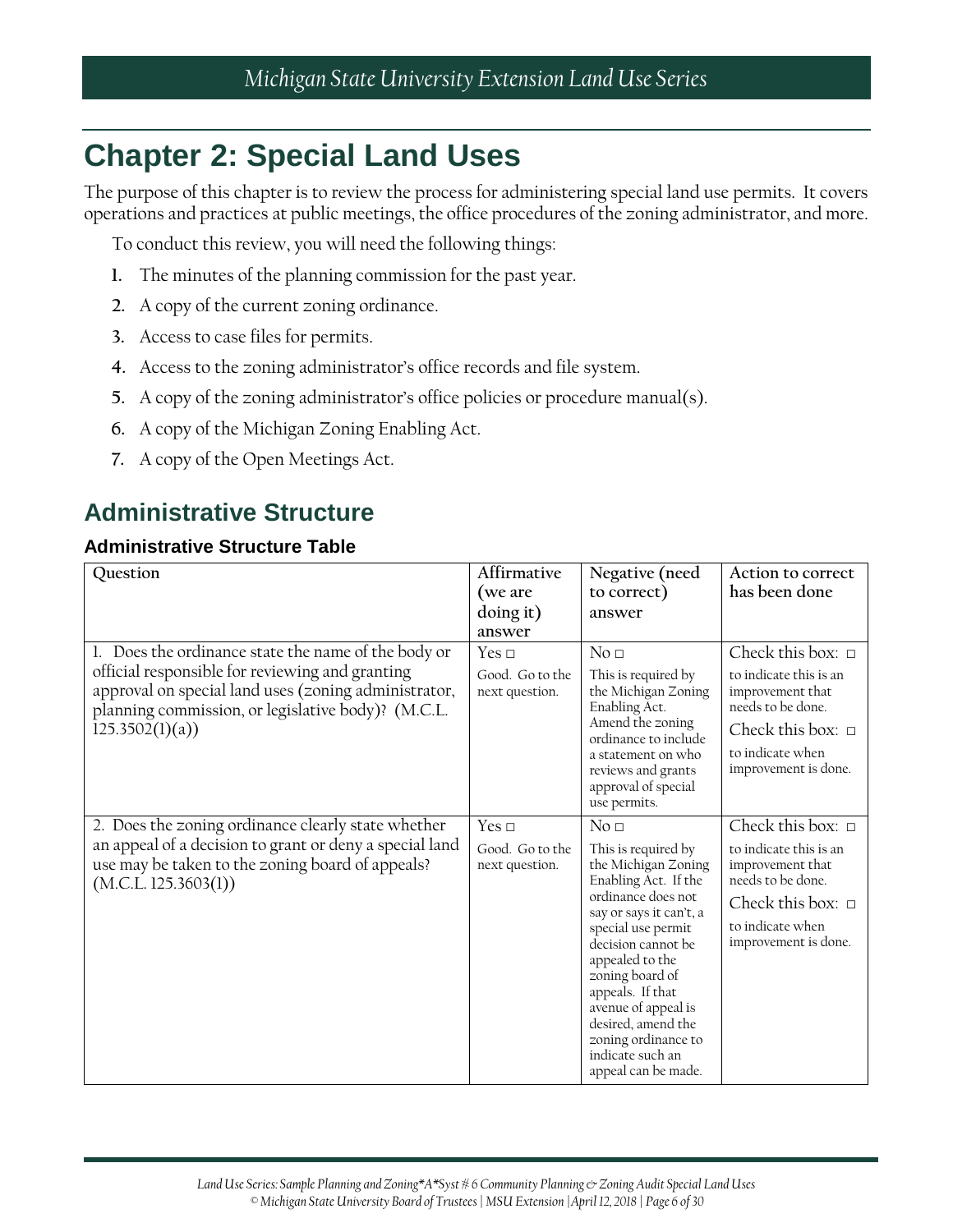# Chapter 2: Special Land Uses

The purpose of this chapter is to review the process for administering special land use permits. It covers operations and practices at public meetings, the office procedures of the zoning administrator, and more.

To conduct this review, you will need the following things:

1. The minutes of the planning commission for the past year.
2. A copy of the current zoning ordinance.
3. Access to case files for permits.
4. Access to the zoning administrator's office records and file system.
5. A copy of the zoning administrator's office policies or procedure manual(s).
6. A copy of the Michigan Zoning Enabling Act.
7. A copy of the Open Meetings Act.

## Administrative Structure

### Administrative Structure Table

| Question | Affirmative (we are doing it) answer | Negative (need to correct) answer | Action to correct has been done |
|---|---|---|---|
| 1. Does the ordinance state the name of the body or official responsible for reviewing and granting approval on special land uses (zoning administrator, planning commission, or legislative body)? (M.C.L. 125.3502(1)(a)) | Yes □ Good. Go to the next question. | No □ This is required by the Michigan Zoning Enabling Act. Amend the zoning ordinance to include a statement on who reviews and grants approval of special use permits. | Check this box: □ to indicate this is an improvement that needs to be done. Check this box: □ to indicate when improvement is done. |
| 2. Does the zoning ordinance clearly state whether an appeal of a decision to grant or deny a special land use may be taken to the zoning board of appeals? (M.C.L. 125.3603(1)) | Yes □ Good. Go to the next question. | No □ This is required by the Michigan Zoning Enabling Act. If the ordinance does not say or says it can't, a special use permit decision cannot be appealed to the zoning board of appeals. If that avenue of appeal is desired, amend the zoning ordinance to indicate such an appeal can be made. | Check this box: □ to indicate this is an improvement that needs to be done. Check this box: □ to indicate when improvement is done. |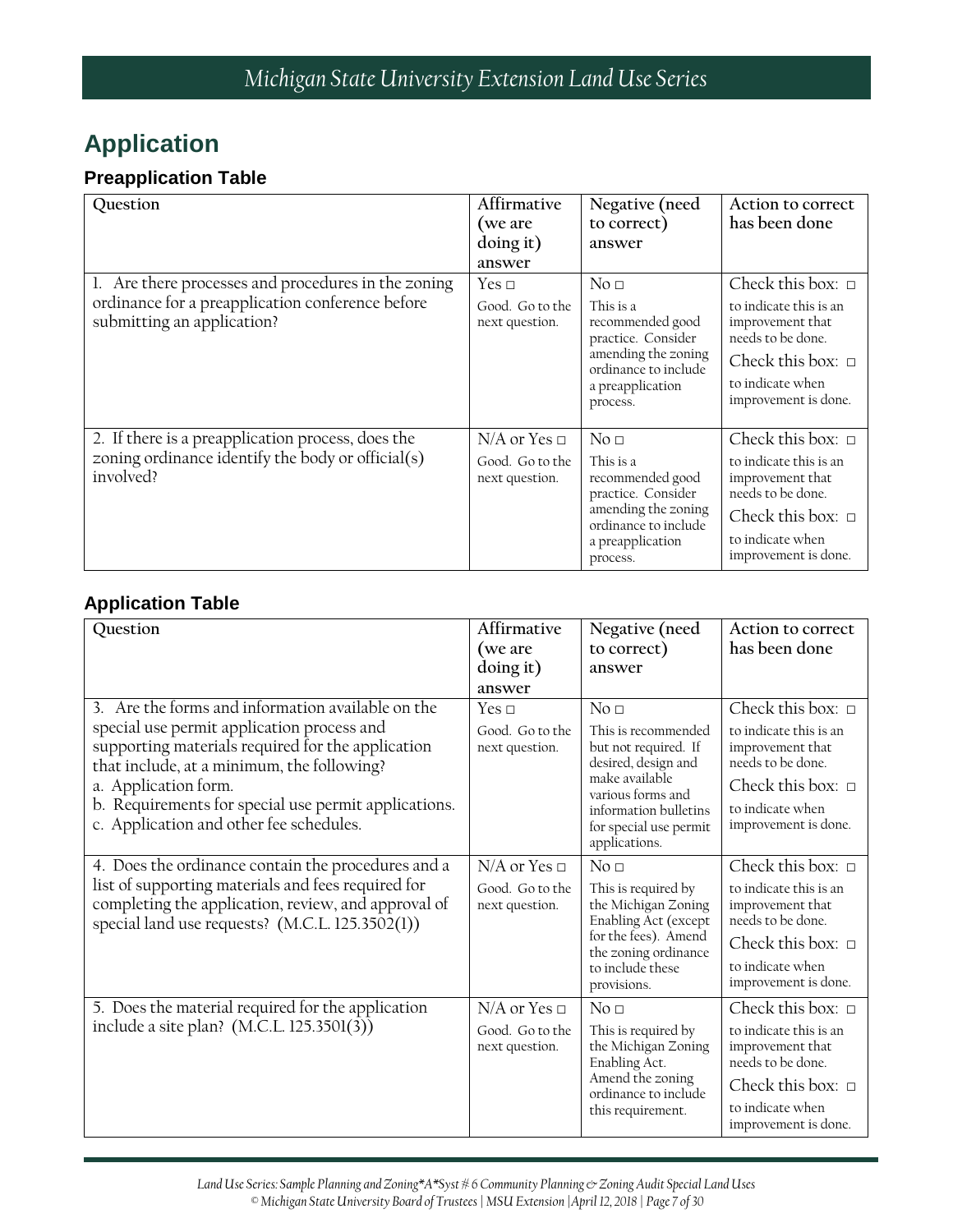## Application

### Preapplication Table

| Question | Affirmative (we are doing it) answer | Negative (need to correct) answer | Action to correct has been done |
|---|---|---|---|
| 1. Are there processes and procedures in the zoning ordinance for a preapplication conference before submitting an application? | Yes □ Good. Go to the next question. | No □ This is a recommended good practice. Consider amending the zoning ordinance to include a preapplication process. | Check this box: □ to indicate this is an improvement that needs to be done. Check this box: □ to indicate when improvement is done. |
| 2. If there is a preapplication process, does the zoning ordinance identify the body or official(s) involved? | N/A or Yes □ Good. Go to the next question. | No □ This is a recommended good practice. Consider amending the zoning ordinance to include a preapplication process. | Check this box: □ to indicate this is an improvement that needs to be done. Check this box: □ to indicate when improvement is done. |

### Application Table

| Question | Affirmative (we are doing it) answer | Negative (need to correct) answer | Action to correct has been done |
|---|---|---|---|
| 3. Are the forms and information available on the special use permit application process and supporting materials required for the application that include, at a minimum, the following? a. Application form. b. Requirements for special use permit applications. c. Application and other fee schedules. | Yes □ Good. Go to the next question. | No □ This is recommended but not required. If desired, design and make available various forms and information bulletins for special use permit applications. | Check this box: □ to indicate this is an improvement that needs to be done. Check this box: □ to indicate when improvement is done. |
| 4. Does the ordinance contain the procedures and a list of supporting materials and fees required for completing the application, review, and approval of special land use requests? (M.C.L. 125.3502(1)) | N/A or Yes □ Good. Go to the next question. | No □ This is required by the Michigan Zoning Enabling Act (except for the fees). Amend the zoning ordinance to include these provisions. | Check this box: □ to indicate this is an improvement that needs to be done. Check this box: □ to indicate when improvement is done. |
| 5. Does the material required for the application include a site plan? (M.C.L. 125.3501(3)) | N/A or Yes □ Good. Go to the next question. | No □ This is required by the Michigan Zoning Enabling Act. Amend the zoning ordinance to include this requirement. | Check this box: □ to indicate this is an improvement that needs to be done. Check this box: □ to indicate when improvement is done. |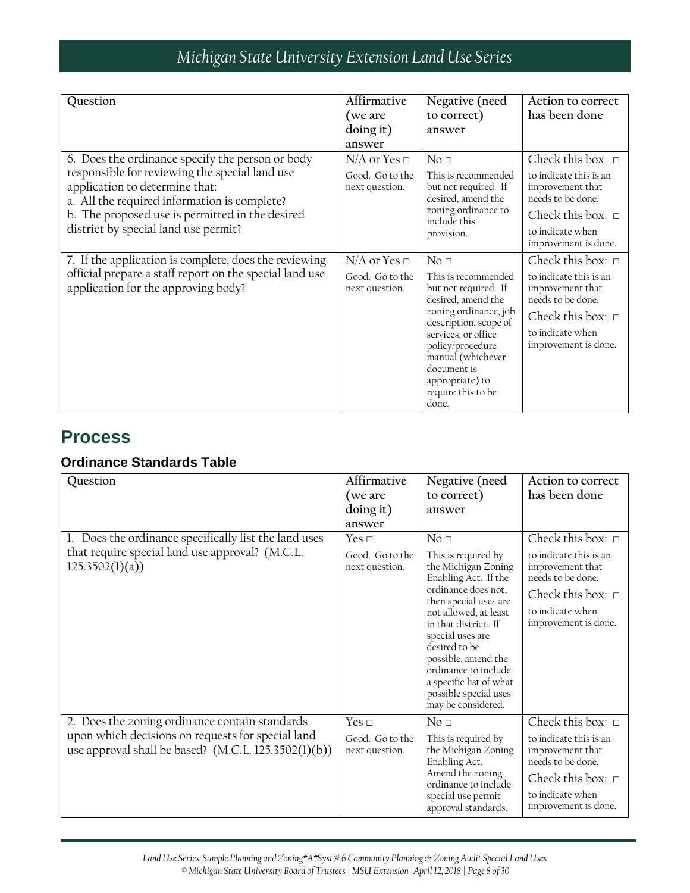| Question | Affirmative (we are doing it) answer | Negative (need to correct) answer | Action to correct has been done |
|---|---|---|---|
| 6. Does the ordinance specify the person or body responsible for reviewing the special land use application to determine that: a. All the required information is complete? b. The proposed use is permitted in the desired district by special land use permit? | N/A or Yes □ Good. Go to the next question. | No □ This is recommended but not required. If desired, amend the zoning ordinance to include this provision. | Check this box: □ to indicate this is an improvement that needs to be done. Check this box: □ to indicate when improvement is done. |
| 7. If the application is complete, does the reviewing official prepare a staff report on the special land use application for the approving body? | N/A or Yes □ Good. Go to the next question. | No □ This is recommended but not required. If desired, amend the zoning ordinance, job description, scope of services, or office policy/procedure manual (whichever document is appropriate) to require this to be done. | Check this box: □ to indicate this is an improvement that needs to be done. Check this box: □ to indicate when improvement is done. |

## Process

### Ordinance Standards Table

| Question | Affirmative (we are doing it) answer | Negative (need to correct) answer | Action to correct has been done |
|---|---|---|---|
| 1. Does the ordinance specifically list the land uses that require special land use approval? (M.C.L. 125.3502(1)(a)) | Yes □ Good. Go to the next question. | No □ This is required by the Michigan Zoning Enabling Act. If the ordinance does not, then special uses are not allowed, at least in that district. If special uses are desired to be possible, amend the ordinance to include a specific list of what possible special uses may be considered. | Check this box: □ to indicate this is an improvement that needs to be done. Check this box: □ to indicate when improvement is done. |
| 2. Does the zoning ordinance contain standards upon which decisions on requests for special land use approval shall be based? (M.C.L. 125.3502(1)(b)) | Yes □ Good. Go to the next question. | No □ This is required by the Michigan Zoning Enabling Act. Amend the zoning ordinance to include special use permit approval standards. | Check this box: □ to indicate this is an improvement that needs to be done. Check this box: □ to indicate when improvement is done. |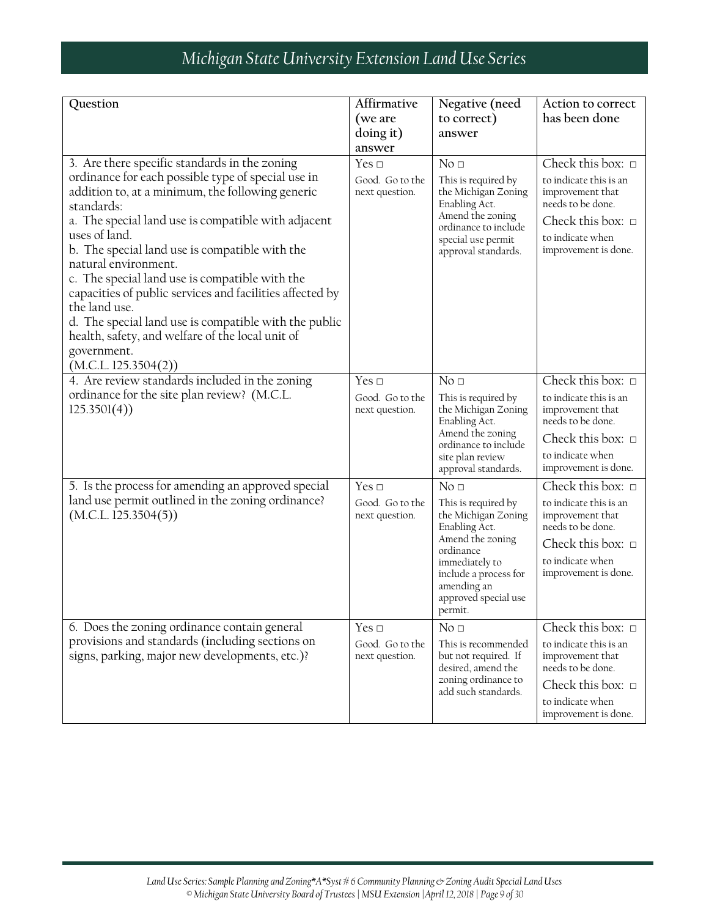| Question | Affirmative (we are doing it) answer | Negative (need to correct) answer | Action to correct has been done |
|---|---|---|---|
| 3. Are there specific standards in the zoning ordinance for each possible type of special use in addition to, at a minimum, the following generic standards:<br>a. The special land use is compatible with adjacent uses of land.<br>b. The special land use is compatible with the natural environment.<br>c. The special land use is compatible with the capacities of public services and facilities affected by the land use.<br>d. The special land use is compatible with the public health, safety, and welfare of the local unit of government.<br>(M.C.L. 125.3504(2)) | Yes □<br>Good. Go to the next question. | No □<br>This is required by the Michigan Zoning Enabling Act. Amend the zoning ordinance to include special use permit approval standards. | Check this box: □ to indicate this is an improvement that needs to be done.<br>Check this box: □ to indicate when improvement is done. |
| 4. Are review standards included in the zoning ordinance for the site plan review? (M.C.L. 125.3501(4)) | Yes □<br>Good. Go to the next question. | No □<br>This is required by the Michigan Zoning Enabling Act. Amend the zoning ordinance to include site plan review approval standards. | Check this box: □ to indicate this is an improvement that needs to be done.<br>Check this box: □ to indicate when improvement is done. |
| 5. Is the process for amending an approved special land use permit outlined in the zoning ordinance? (M.C.L. 125.3504(5)) | Yes □<br>Good. Go to the next question. | No □<br>This is required by the Michigan Zoning Enabling Act. Amend the zoning ordinance immediately to include a process for amending an approved special use permit. | Check this box: □ to indicate this is an improvement that needs to be done.<br>Check this box: □ to indicate when improvement is done. |
| 6. Does the zoning ordinance contain general provisions and standards (including sections on signs, parking, major new developments, etc.)? | Yes □<br>Good. Go to the next question. | No □<br>This is recommended but not required. If desired, amend the zoning ordinance to add such standards. | Check this box: □ to indicate this is an improvement that needs to be done.<br>Check this box: □ to indicate when improvement is done. |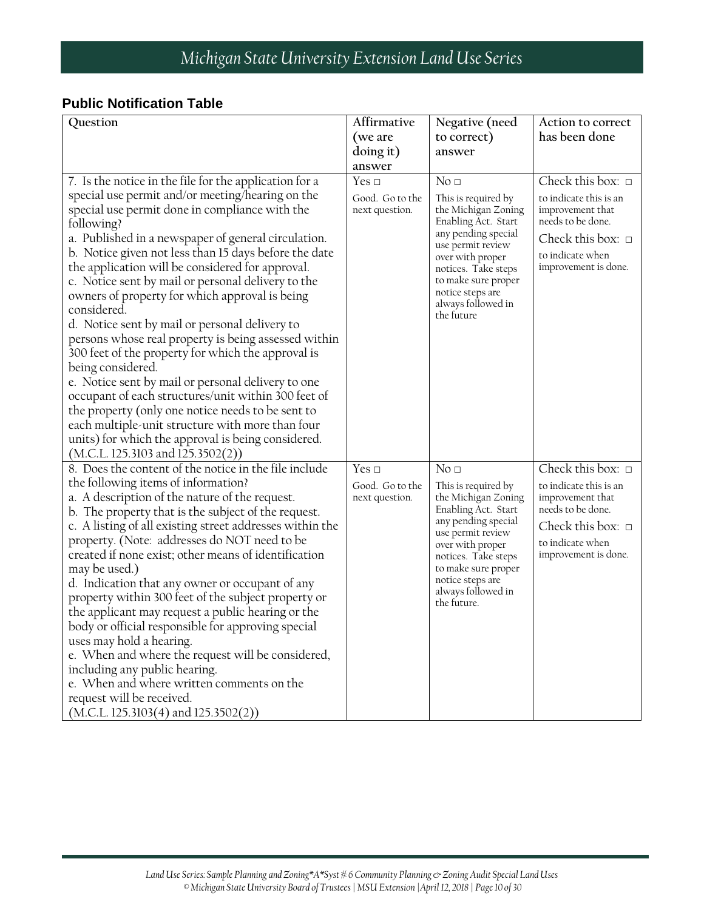### Public Notification Table

| Question | Affirmative (we are doing it) answer | Negative (need to correct) answer | Action to correct has been done |
|---|---|---|---|
| 7. Is the notice in the file for the application for a special use permit and/or meeting/hearing on the special use permit done in compliance with the following?<br>a. Published in a newspaper of general circulation.<br>b. Notice given not less than 15 days before the date the application will be considered for approval.<br>c. Notice sent by mail or personal delivery to the owners of property for which approval is being considered.<br>d. Notice sent by mail or personal delivery to persons whose real property is being assessed within 300 feet of the property for which the approval is being considered.<br>e. Notice sent by mail or personal delivery to one occupant of each structures/unit within 300 feet of the property (only one notice needs to be sent to each multiple-unit structure with more than four units) for which the approval is being considered.<br>(M.C.L. 125.3103 and 125.3502(2)) | Yes □<br>Good. Go to the next question. | No □<br>This is required by the Michigan Zoning Enabling Act. Start any pending special use permit review over with proper notices. Take steps to make sure proper notice steps are always followed in the future | Check this box: □<br>to indicate this is an improvement that needs to be done.<br>Check this box: □<br>to indicate when improvement is done. |
| 8. Does the content of the notice in the file include the following items of information?<br>a. A description of the nature of the request.<br>b. The property that is the subject of the request.<br>c. A listing of all existing street addresses within the property. (Note: addresses do NOT need to be created if none exist; other means of identification may be used.)<br>d. Indication that any owner or occupant of any property within 300 feet of the subject property or the applicant may request a public hearing or the body or official responsible for approving special uses may hold a hearing.<br>e. When and where the request will be considered, including any public hearing.<br>e. When and where written comments on the request will be received.<br>(M.C.L. 125.3103(4) and 125.3502(2)) | Yes □<br>Good. Go to the next question. | No □<br>This is required by the Michigan Zoning Enabling Act. Start any pending special use permit review over with proper notices. Take steps to make sure proper notice steps are always followed in the future. | Check this box: □<br>to indicate this is an improvement that needs to be done.<br>Check this box: □<br>to indicate when improvement is done. |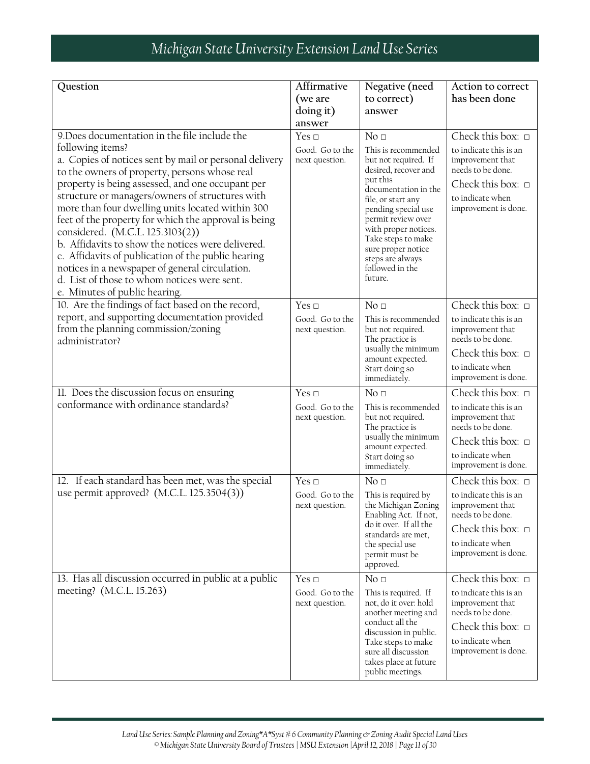| Question | Affirmative (we are doing it) answer | Negative (need to correct) answer | Action to correct has been done |
|---|---|---|---|
| 9.Does documentation in the file include the following items?<br>a. Copies of notices sent by mail or personal delivery to the owners of property, persons whose real property is being assessed, and one occupant per structure or managers/owners of structures with more than four dwelling units located within 300 feet of the property for which the approval is being considered. (M.C.L. 125.3103(2))<br>b. Affidavits to show the notices were delivered.<br>c. Affidavits of publication of the public hearing notices in a newspaper of general circulation.<br>d. List of those to whom notices were sent.<br>e. Minutes of public hearing. | Yes □<br>Good. Go to the next question. | No □<br>This is recommended but not required. If desired, recover and put this documentation in the file, or start any pending special use permit review over with proper notices. Take steps to make sure proper notice steps are always followed in the future. | Check this box: □ to indicate this is an improvement that needs to be done.<br>Check this box: □ to indicate when improvement is done. |
| 10. Are the findings of fact based on the record, report, and supporting documentation provided from the planning commission/zoning administrator? | Yes □<br>Good. Go to the next question. | No □<br>This is recommended but not required. The practice is usually the minimum amount expected. Start doing so immediately. | Check this box: □ to indicate this is an improvement that needs to be done.<br>Check this box: □ to indicate when improvement is done. |
| 11. Does the discussion focus on ensuring conformance with ordinance standards? | Yes □<br>Good. Go to the next question. | No □<br>This is recommended but not required. The practice is usually the minimum amount expected. Start doing so immediately. | Check this box: □ to indicate this is an improvement that needs to be done.<br>Check this box: □ to indicate when improvement is done. |
| 12. If each standard has been met, was the special use permit approved? (M.C.L. 125.3504(3)) | Yes □<br>Good. Go to the next question. | No □<br>This is required by the Michigan Zoning Enabling Act. If not, do it over. If all the standards are met, the special use permit must be approved. | Check this box: □ to indicate this is an improvement that needs to be done.<br>Check this box: □ to indicate when improvement is done. |
| 13. Has all discussion occurred in public at a public meeting? (M.C.L. 15.263) | Yes □<br>Good. Go to the next question. | No □<br>This is required. If not, do it over: hold another meeting and conduct all the discussion in public. Take steps to make sure all discussion takes place at future public meetings. | Check this box: □ to indicate this is an improvement that needs to be done.<br>Check this box: □ to indicate when improvement is done. |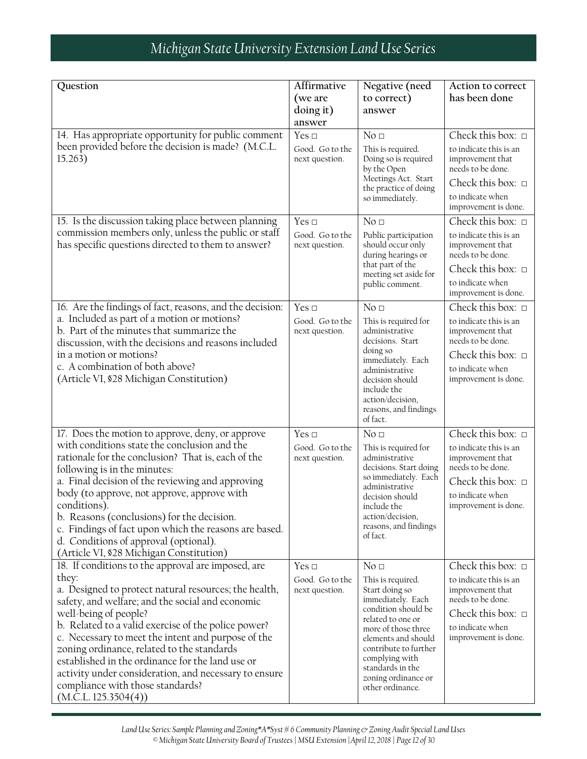| Question | Affirmative (we are doing it) answer | Negative (need to correct) answer | Action to correct has been done |
|---|---|---|---|
| 14. Has appropriate opportunity for public comment been provided before the decision is made? (M.C.L. 15.263) | Yes □<br>Good. Go to the next question. | No □<br>This is required. Doing so is required by the Open Meetings Act. Start the practice of doing so immediately. | Check this box: □ to indicate this is an improvement that needs to be done.<br>Check this box: □ to indicate when improvement is done. |
| 15. Is the discussion taking place between planning commission members only, unless the public or staff has specific questions directed to them to answer? | Yes □<br>Good. Go to the next question. | No □<br>Public participation should occur only during hearings or that part of the meeting set aside for public comment. | Check this box: □ to indicate this is an improvement that needs to be done.<br>Check this box: □ to indicate when improvement is done. |
| 16. Are the findings of fact, reasons, and the decision:<br>a. Included as part of a motion or motions?<br>b. Part of the minutes that summarize the discussion, with the decisions and reasons included in a motion or motions?<br>c. A combination of both above?<br>(Article VI, §28 Michigan Constitution) | Yes □<br>Good. Go to the next question. | No □<br>This is required for administrative decisions. Start doing so immediately. Each administrative decision should include the action/decision, reasons, and findings of fact. | Check this box: □ to indicate this is an improvement that needs to be done.<br>Check this box: □ to indicate when improvement is done. |
| 17. Does the motion to approve, deny, or approve with conditions state the conclusion and the rationale for the conclusion? That is, each of the following is in the minutes:<br>a. Final decision of the reviewing and approving body (to approve, not approve, approve with conditions).<br>b. Reasons (conclusions) for the decision.<br>c. Findings of fact upon which the reasons are based.<br>d. Conditions of approval (optional).<br>(Article VI, §28 Michigan Constitution) | Yes □<br>Good. Go to the next question. | No □<br>This is required for administrative decisions. Start doing so immediately. Each administrative decision should include the action/decision, reasons, and findings of fact. | Check this box: □ to indicate this is an improvement that needs to be done.<br>Check this box: □ to indicate when improvement is done. |
| 18. If conditions to the approval are imposed, are they:<br>a. Designed to protect natural resources; the health, safety, and welfare; and the social and economic well-being of people?<br>b. Related to a valid exercise of the police power?<br>c. Necessary to meet the intent and purpose of the zoning ordinance, related to the standards established in the ordinance for the land use or activity under consideration, and necessary to ensure compliance with those standards?<br>(M.C.L. 125.3504(4)) | Yes □<br>Good. Go to the next question. | No □<br>This is required. Start doing so immediately. Each condition should be related to one or more of those three elements and should contribute to further complying with standards in the zoning ordinance or other ordinance. | Check this box: □ to indicate this is an improvement that needs to be done.<br>Check this box: □ to indicate when improvement is done. |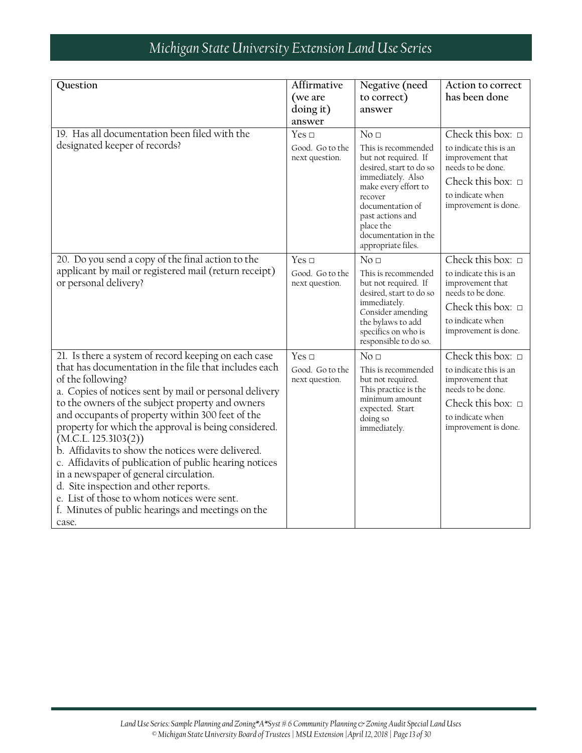| Question | Affirmative (we are doing it) answer | Negative (need to correct) answer | Action to correct has been done |
|---|---|---|---|
| 19. Has all documentation been filed with the designated keeper of records? | Yes □<br>Good. Go to the next question. | No □<br>This is recommended but not required. If desired, start to do so immediately. Also make every effort to recover documentation of past actions and place the documentation in the appropriate files. | Check this box: □ to indicate this is an improvement that needs to be done.<br>Check this box: □ to indicate when improvement is done. |
| 20. Do you send a copy of the final action to the applicant by mail or registered mail (return receipt) or personal delivery? | Yes □<br>Good. Go to the next question. | No □<br>This is recommended but not required. If desired, start to do so immediately. Consider amending the bylaws to add specifics on who is responsible to do so. | Check this box: □ to indicate this is an improvement that needs to be done.<br>Check this box: □ to indicate when improvement is done. |
| 21. Is there a system of record keeping on each case that has documentation in the file that includes each of the following?<br>a. Copies of notices sent by mail or personal delivery to the owners of the subject property and owners and occupants of property within 300 feet of the property for which the approval is being considered. (M.C.L. 125.3103(2))<br>b. Affidavits to show the notices were delivered.<br>c. Affidavits of publication of public hearing notices in a newspaper of general circulation.<br>d. Site inspection and other reports.<br>e. List of those to whom notices were sent.<br>f. Minutes of public hearings and meetings on the case. | Yes □<br>Good. Go to the next question. | No □<br>This is recommended but not required. This practice is the minimum amount expected. Start doing so immediately. | Check this box: □ to indicate this is an improvement that needs to be done.<br>Check this box: □ to indicate when improvement is done. |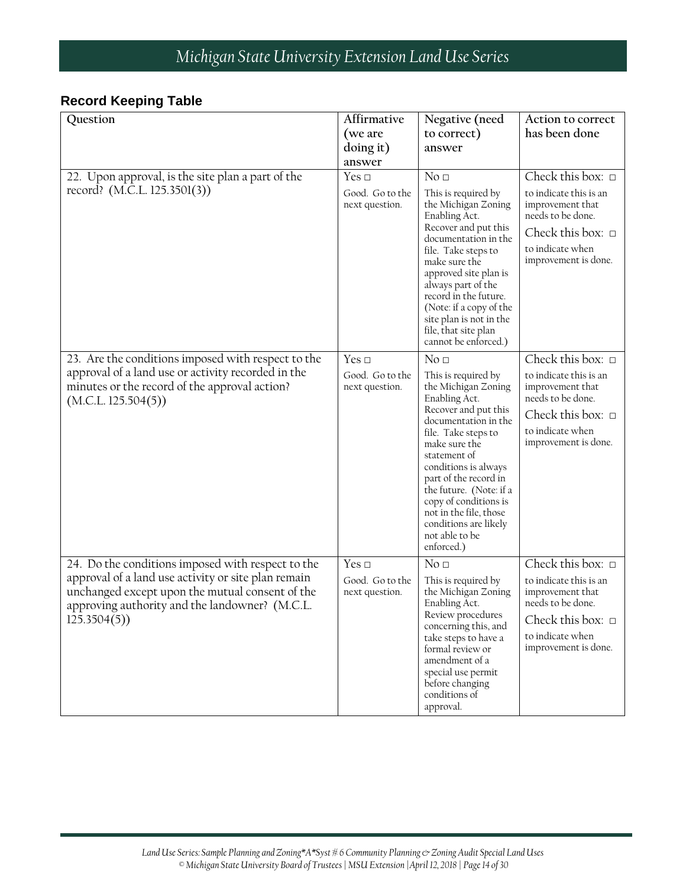## Record Keeping Table

| Question | Affirmative (we are doing it) answer | Negative (need to correct) answer | Action to correct has been done |
|---|---|---|---|
| 22. Upon approval, is the site plan a part of the record? (M.C.L. 125.3501(3)) | Yes □ Good. Go to the next question. | No □ This is required by the Michigan Zoning Enabling Act. Recover and put this documentation in the file. Take steps to make sure the approved site plan is always part of the record in the future. (Note: if a copy of the site plan is not in the file, that site plan cannot be enforced.) | Check this box: □ to indicate this is an improvement that needs to be done. Check this box: □ to indicate when improvement is done. |
| 23. Are the conditions imposed with respect to the approval of a land use or activity recorded in the minutes or the record of the approval action? (M.C.L. 125.504(5)) | Yes □ Good. Go to the next question. | No □ This is required by the Michigan Zoning Enabling Act. Recover and put this documentation in the file. Take steps to make sure the statement of conditions is always part of the record in the future. (Note: if a copy of conditions is not in the file, those conditions are likely not able to be enforced.) | Check this box: □ to indicate this is an improvement that needs to be done. Check this box: □ to indicate when improvement is done. |
| 24. Do the conditions imposed with respect to the approval of a land use activity or site plan remain unchanged except upon the mutual consent of the approving authority and the landowner? (M.C.L. 125.3504(5)) | Yes □ Good. Go to the next question. | No □ This is required by the Michigan Zoning Enabling Act. Review procedures concerning this, and take steps to have a formal review or amendment of a special use permit before changing conditions of approval. | Check this box: □ to indicate this is an improvement that needs to be done. Check this box: □ to indicate when improvement is done. |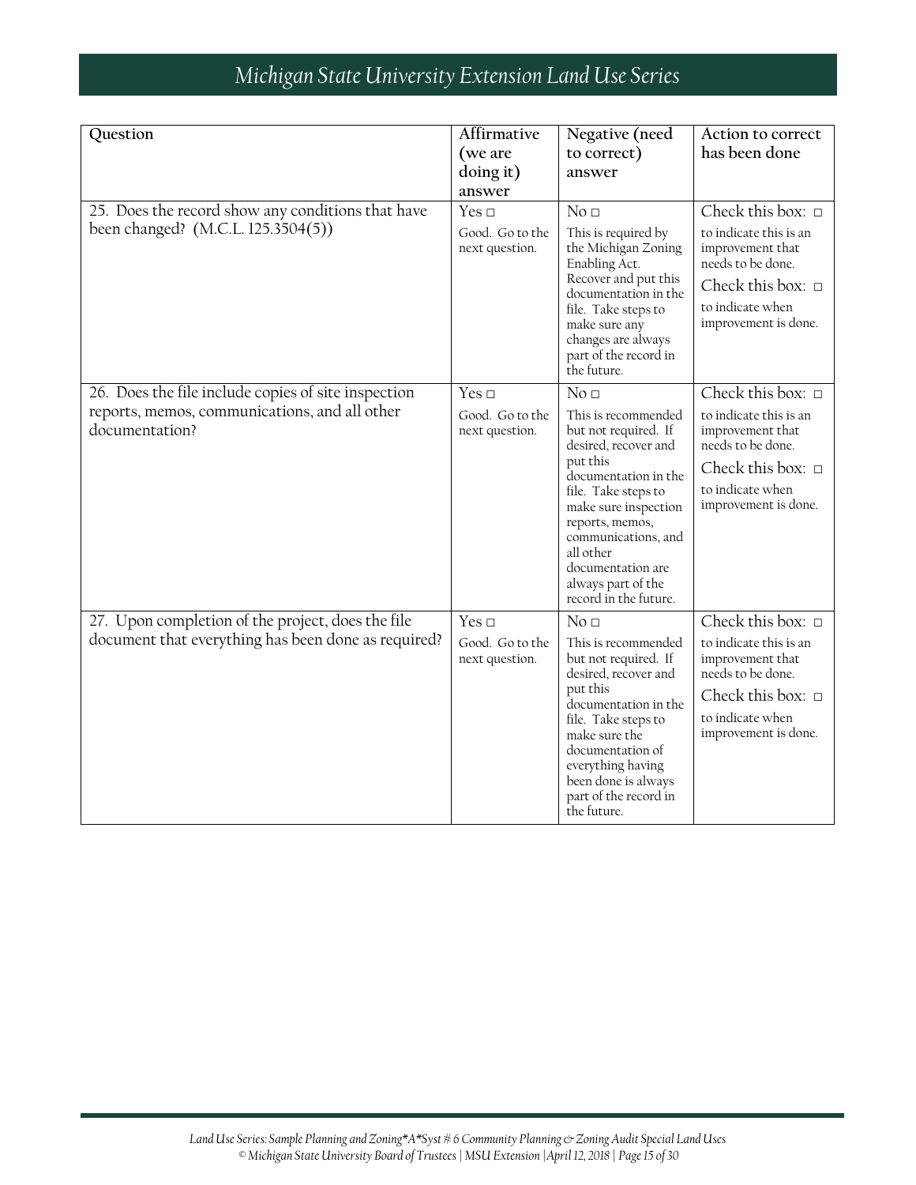| Question | Affirmative (we are doing it) answer | Negative (need to correct) answer | Action to correct has been done |
|---|---|---|---|
| 25. Does the record show any conditions that have been changed? (M.C.L. 125.3504(5)) | Yes □ Good. Go to the next question. | No □ This is required by the Michigan Zoning Enabling Act. Recover and put this documentation in the file. Take steps to make sure any changes are always part of the record in the future. | Check this box: □ to indicate this is an improvement that needs to be done. Check this box: □ to indicate when improvement is done. |
| 26. Does the file include copies of site inspection reports, memos, communications, and all other documentation? | Yes □ Good. Go to the next question. | No □ This is recommended but not required. If desired, recover and put this documentation in the file. Take steps to make sure inspection reports, memos, communications, and all other documentation are always part of the record in the future. | Check this box: □ to indicate this is an improvement that needs to be done. Check this box: □ to indicate when improvement is done. |
| 27. Upon completion of the project, does the file document that everything has been done as required? | Yes □ Good. Go to the next question. | No □ This is recommended but not required. If desired, recover and put this documentation in the file. Take steps to make sure the documentation of everything having been done is always part of the record in the future. | Check this box: □ to indicate this is an improvement that needs to be done. Check this box: □ to indicate when improvement is done. |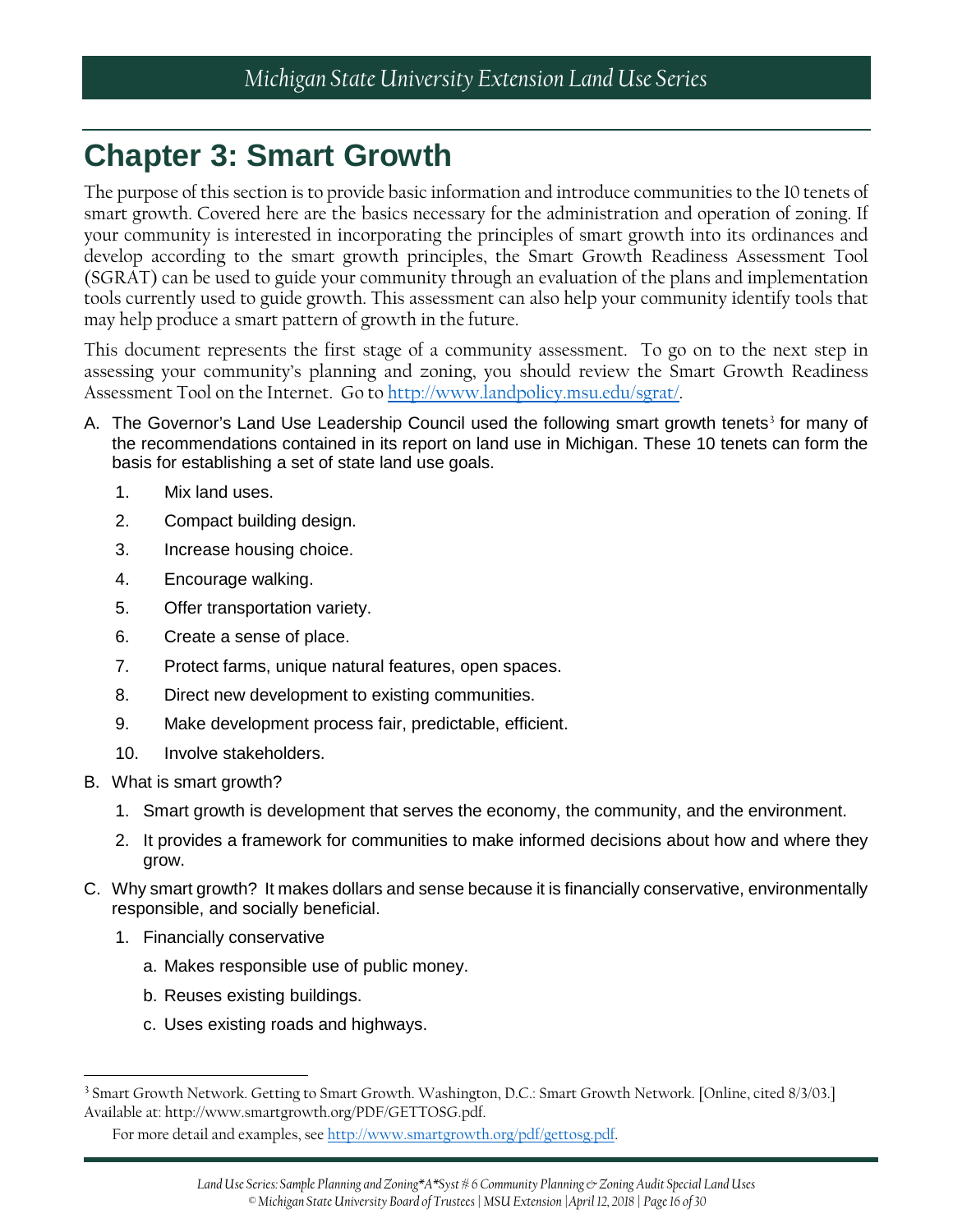# Chapter 3: Smart Growth

The purpose of this section is to provide basic information and introduce communities to the 10 tenets of smart growth. Covered here are the basics necessary for the administration and operation of zoning. If your community is interested in incorporating the principles of smart growth into its ordinances and develop according to the smart growth principles, the Smart Growth Readiness Assessment Tool (SGRAT) can be used to guide your community through an evaluation of the plans and implementation tools currently used to guide growth. This assessment can also help your community identify tools that may help produce a smart pattern of growth in the future.

This document represents the first stage of a community assessment. To go on to the next step in assessing your community's planning and zoning, you should review the Smart Growth Readiness Assessment Tool on the Internet. Go to http://www.landpolicy.msu.edu/sgrat/.

A. The Governor's Land Use Leadership Council used the following smart growth tenets[3] for many of the recommendations contained in its report on land use in Michigan. These 10 tenets can form the basis for establishing a set of state land use goals.

   1. Mix land uses.
   2. Compact building design.
   3. Increase housing choice.
   4. Encourage walking.
   5. Offer transportation variety.
   6. Create a sense of place.
   7. Protect farms, unique natural features, open spaces.
   8. Direct new development to existing communities.
   9. Make development process fair, predictable, efficient.
   10. Involve stakeholders.

B. What is smart growth?

   1. Smart growth is development that serves the economy, the community, and the environment.
   2. It provides a framework for communities to make informed decisions about how and where they grow.

C. Why smart growth? It makes dollars and sense because it is financially conservative, environmentally responsible, and socially beneficial.

   1. Financially conservative
      a. Makes responsible use of public money.
      b. Reuses existing buildings.
      c. Uses existing roads and highways.

---

[3] Smart Growth Network. Getting to Smart Growth. Washington, D.C.: Smart Growth Network. [Online, cited 8/3/03.] Available at: http://www.smartgrowth.org/PDF/GETTOSG.pdf.

For more detail and examples, see http://www.smartgrowth.org/pdf/gettosg.pdf.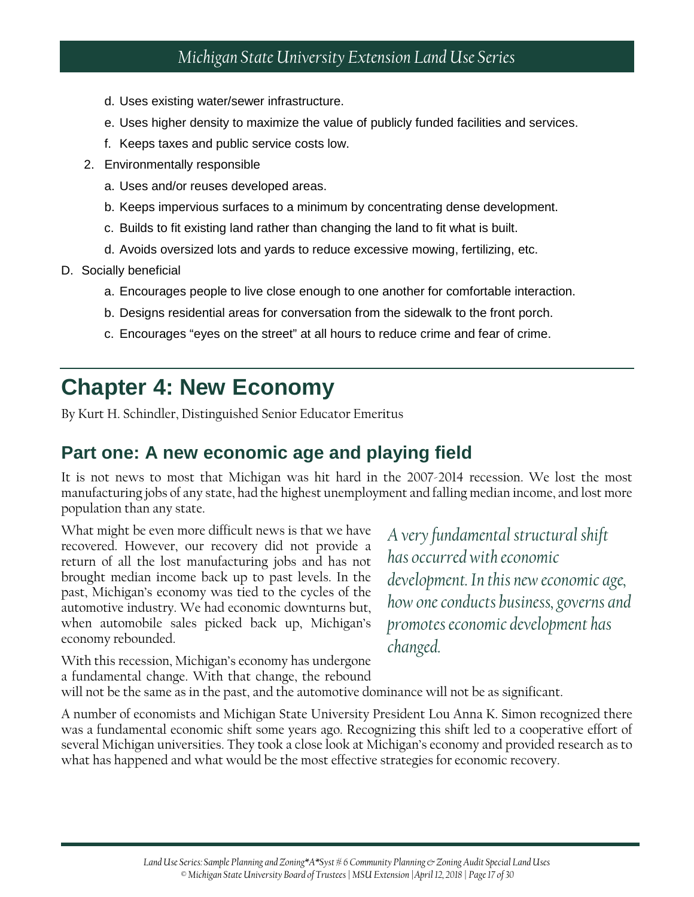d. Uses existing water/sewer infrastructure.

e. Uses higher density to maximize the value of publicly funded facilities and services.

f. Keeps taxes and public service costs low.

2. Environmentally responsible

a. Uses and/or reuses developed areas.

b. Keeps impervious surfaces to a minimum by concentrating dense development.

c. Builds to fit existing land rather than changing the land to fit what is built.

d. Avoids oversized lots and yards to reduce excessive mowing, fertilizing, etc.

D. Socially beneficial

a. Encourages people to live close enough to one another for comfortable interaction.

b. Designs residential areas for conversation from the sidewalk to the front porch.

c. Encourages "eyes on the street" at all hours to reduce crime and fear of crime.

# Chapter 4: New Economy

By Kurt H. Schindler, Distinguished Senior Educator Emeritus

## Part one: A new economic age and playing field

It is not news to most that Michigan was hit hard in the 2007-2014 recession. We lost the most manufacturing jobs of any state, had the highest unemployment and falling median income, and lost more population than any state.

What might be even more difficult news is that we have recovered. However, our recovery did not provide a return of all the lost manufacturing jobs and has not brought median income back up to past levels. In the past, Michigan's economy was tied to the cycles of the automotive industry. We had economic downturns but, when automobile sales picked back up, Michigan's economy rebounded.

*A very fundamental structural shift has occurred with economic development. In this new economic age, how one conducts business, governs and promotes economic development has changed.*

With this recession, Michigan's economy has undergone a fundamental change. With that change, the rebound will not be the same as in the past, and the automotive dominance will not be as significant.

A number of economists and Michigan State University President Lou Anna K. Simon recognized there was a fundamental economic shift some years ago. Recognizing this shift led to a cooperative effort of several Michigan universities. They took a close look at Michigan's economy and provided research as to what has happened and what would be the most effective strategies for economic recovery.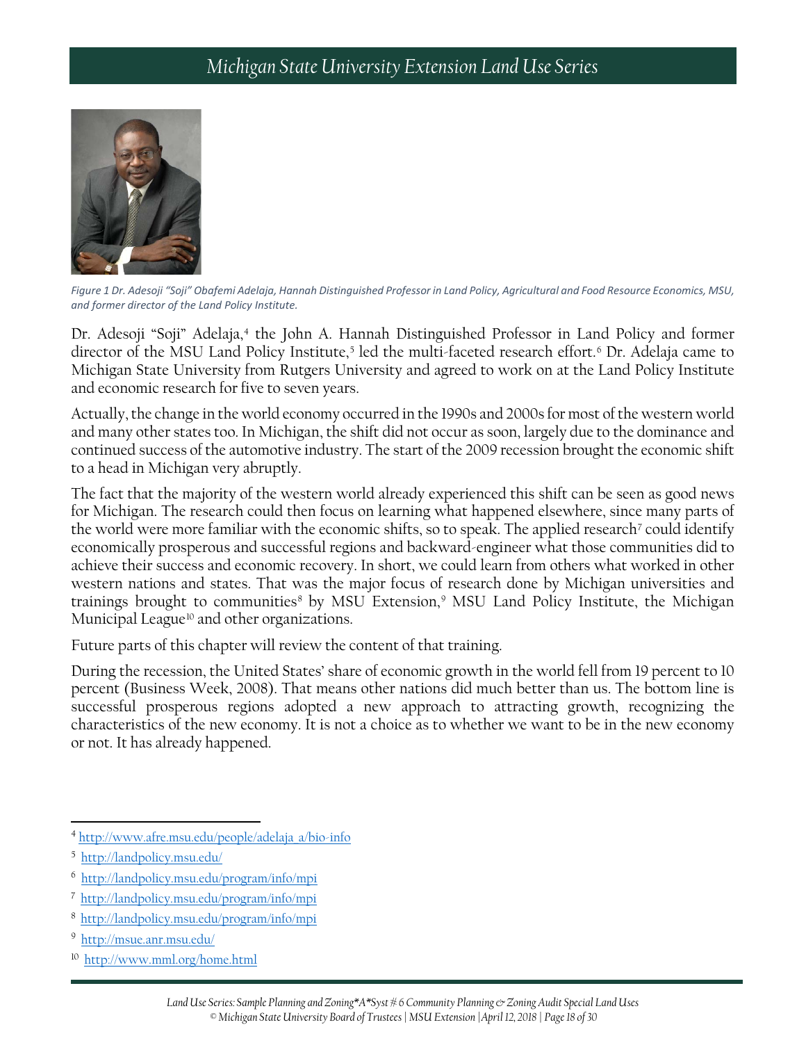*Figure 1 Dr. Adesoji "Soji" Obafemi Adelaja, Hannah Distinguished Professor in Land Policy, Agricultural and Food Resource Economics, MSU, and former director of the Land Policy Institute.*

Dr. Adesoji "Soji" Adelaja,[4] the John A. Hannah Distinguished Professor in Land Policy and former director of the MSU Land Policy Institute,[5] led the multi-faceted research effort.[6] Dr. Adelaja came to Michigan State University from Rutgers University and agreed to work on at the Land Policy Institute and economic research for five to seven years.

Actually, the change in the world economy occurred in the 1990s and 2000s for most of the western world and many other states too. In Michigan, the shift did not occur as soon, largely due to the dominance and continued success of the automotive industry. The start of the 2009 recession brought the economic shift to a head in Michigan very abruptly.

The fact that the majority of the western world already experienced this shift can be seen as good news for Michigan. The research could then focus on learning what happened elsewhere, since many parts of the world were more familiar with the economic shifts, so to speak. The applied research[7] could identify economically prosperous and successful regions and backward-engineer what those communities did to achieve their success and economic recovery. In short, we could learn from others what worked in other western nations and states. That was the major focus of research done by Michigan universities and trainings brought to communities[8] by MSU Extension,[9] MSU Land Policy Institute, the Michigan Municipal League[10] and other organizations.

Future parts of this chapter will review the content of that training.

During the recession, the United States' share of economic growth in the world fell from 19 percent to 10 percent (Business Week, 2008). That means other nations did much better than us. The bottom line is successful prosperous regions adopted a new approach to attracting growth, recognizing the characteristics of the new economy. It is not a choice as to whether we want to be in the new economy or not. It has already happened.

---

[4] http://www.afre.msu.edu/people/adelaja_a/bio-info

[5] http://landpolicy.msu.edu/

[6] http://landpolicy.msu.edu/program/info/mpi

[7] http://landpolicy.msu.edu/program/info/mpi

[8] http://landpolicy.msu.edu/program/info/mpi

[9] http://msue.anr.msu.edu/

[10] http://www.mml.org/home.html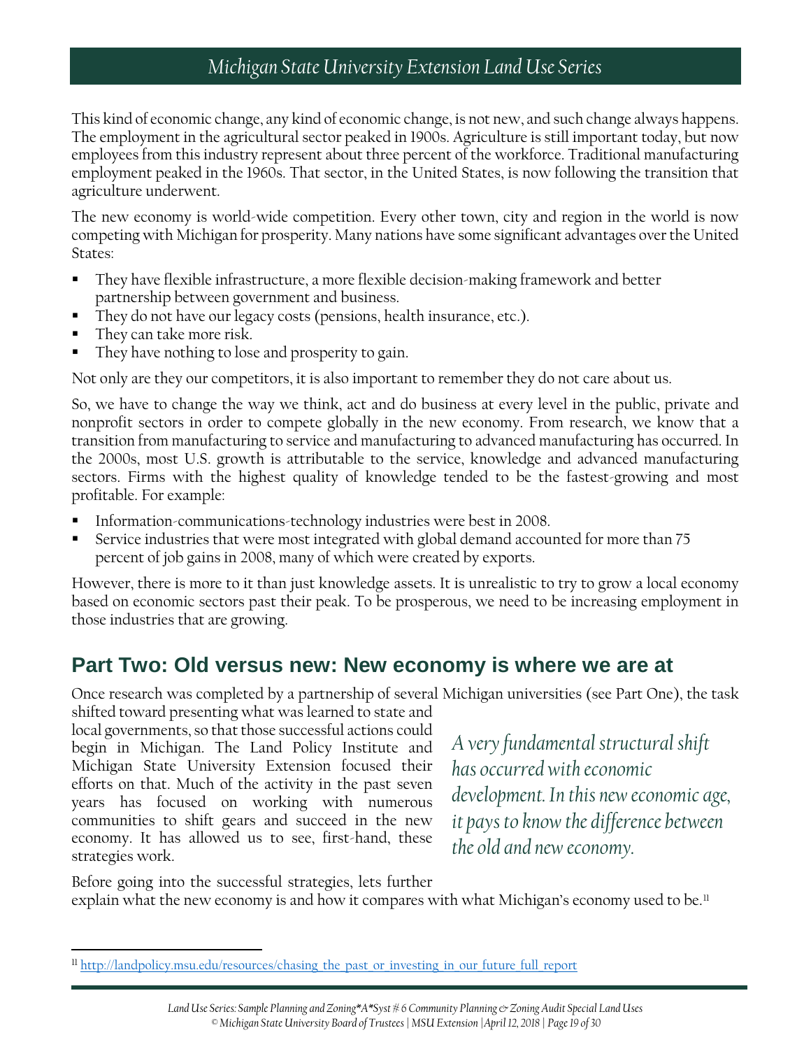This kind of economic change, any kind of economic change, is not new, and such change always happens. The employment in the agricultural sector peaked in 1900s. Agriculture is still important today, but now employees from this industry represent about three percent of the workforce. Traditional manufacturing employment peaked in the 1960s. That sector, in the United States, is now following the transition that agriculture underwent.

The new economy is world-wide competition. Every other town, city and region in the world is now competing with Michigan for prosperity. Many nations have some significant advantages over the United States:

- They have flexible infrastructure, a more flexible decision-making framework and better partnership between government and business.
- They do not have our legacy costs (pensions, health insurance, etc.).
- They can take more risk.
- They have nothing to lose and prosperity to gain.

Not only are they our competitors, it is also important to remember they do not care about us.

So, we have to change the way we think, act and do business at every level in the public, private and nonprofit sectors in order to compete globally in the new economy. From research, we know that a transition from manufacturing to service and manufacturing to advanced manufacturing has occurred. In the 2000s, most U.S. growth is attributable to the service, knowledge and advanced manufacturing sectors. Firms with the highest quality of knowledge tended to be the fastest-growing and most profitable. For example:

- Information-communications-technology industries were best in 2008.
- Service industries that were most integrated with global demand accounted for more than 75 percent of job gains in 2008, many of which were created by exports.

However, there is more to it than just knowledge assets. It is unrealistic to try to grow a local economy based on economic sectors past their peak. To be prosperous, we need to be increasing employment in those industries that are growing.

## Part Two: Old versus new: New economy is where we are at

Once research was completed by a partnership of several Michigan universities (see Part One), the task shifted toward presenting what was learned to state and local governments, so that those successful actions could begin in Michigan. The Land Policy Institute and Michigan State University Extension focused their efforts on that. Much of the activity in the past seven years has focused on working with numerous communities to shift gears and succeed in the new economy. It has allowed us to see, first-hand, these strategies work.

*A very fundamental structural shift has occurred with economic development. In this new economic age, it pays to know the difference between the old and new economy.*

Before going into the successful strategies, lets further explain what the new economy is and how it compares with what Michigan's economy used to be.[11]

[11] http://landpolicy.msu.edu/resources/chasing_the_past_or_investing_in_our_future_full_report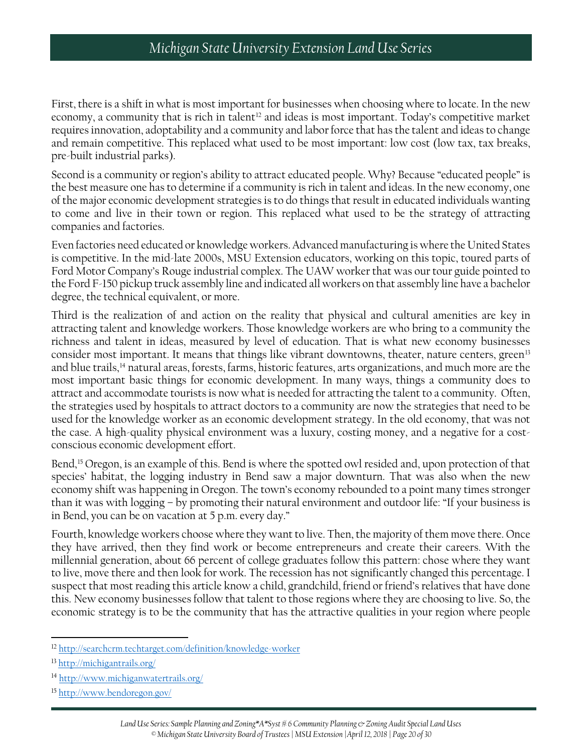First, there is a shift in what is most important for businesses when choosing where to locate. In the new economy, a community that is rich in talent[12] and ideas is most important. Today's competitive market requires innovation, adoptability and a community and labor force that has the talent and ideas to change and remain competitive. This replaced what used to be most important: low cost (low tax, tax breaks, pre-built industrial parks).

Second is a community or region's ability to attract educated people. Why? Because "educated people" is the best measure one has to determine if a community is rich in talent and ideas. In the new economy, one of the major economic development strategies is to do things that result in educated individuals wanting to come and live in their town or region. This replaced what used to be the strategy of attracting companies and factories.

Even factories need educated or knowledge workers. Advanced manufacturing is where the United States is competitive. In the mid-late 2000s, MSU Extension educators, working on this topic, toured parts of Ford Motor Company's Rouge industrial complex. The UAW worker that was our tour guide pointed to the Ford F-150 pickup truck assembly line and indicated all workers on that assembly line have a bachelor degree, the technical equivalent, or more.

Third is the realization of and action on the reality that physical and cultural amenities are key in attracting talent and knowledge workers. Those knowledge workers are who bring to a community the richness and talent in ideas, measured by level of education. That is what new economy businesses consider most important. It means that things like vibrant downtowns, theater, nature centers, green[13] and blue trails,[14] natural areas, forests, farms, historic features, arts organizations, and much more are the most important basic things for economic development. In many ways, things a community does to attract and accommodate tourists is now what is needed for attracting the talent to a community. Often, the strategies used by hospitals to attract doctors to a community are now the strategies that need to be used for the knowledge worker as an economic development strategy. In the old economy, that was not the case. A high-quality physical environment was a luxury, costing money, and a negative for a cost-conscious economic development effort.

Bend,[15] Oregon, is an example of this. Bend is where the spotted owl resided and, upon protection of that species' habitat, the logging industry in Bend saw a major downturn. That was also when the new economy shift was happening in Oregon. The town's economy rebounded to a point many times stronger than it was with logging – by promoting their natural environment and outdoor life: "If your business is in Bend, you can be on vacation at 5 p.m. every day."

Fourth, knowledge workers choose where they want to live. Then, the majority of them move there. Once they have arrived, then they find work or become entrepreneurs and create their careers. With the millennial generation, about 66 percent of college graduates follow this pattern: chose where they want to live, move there and then look for work. The recession has not significantly changed this percentage. I suspect that most reading this article know a child, grandchild, friend or friend's relatives that have done this. New economy businesses follow that talent to those regions where they are choosing to live. So, the economic strategy is to be the community that has the attractive qualities in your region where people

---

[12] http://searchcrm.techtarget.com/definition/knowledge-worker

[13] http://michigantrails.org/

[14] http://www.michiganwatertrails.org/

[15] http://www.bendoregon.gov/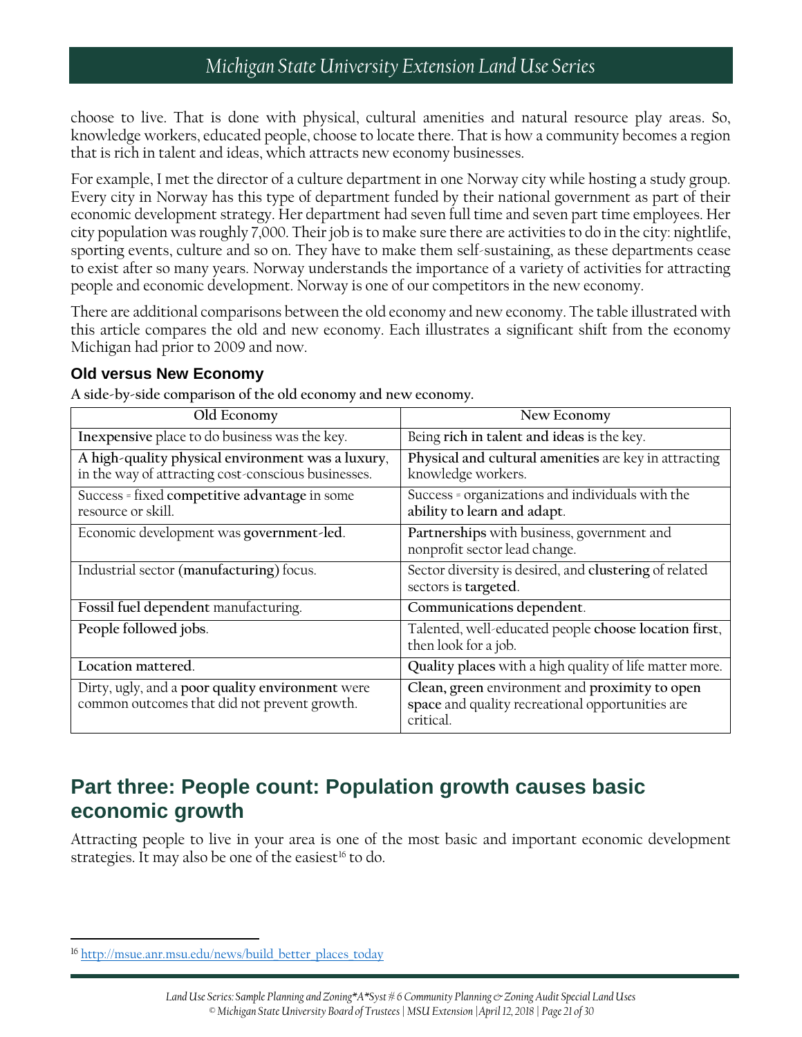choose to live. That is done with physical, cultural amenities and natural resource play areas. So, knowledge workers, educated people, choose to locate there. That is how a community becomes a region that is rich in talent and ideas, which attracts new economy businesses.

For example, I met the director of a culture department in one Norway city while hosting a study group. Every city in Norway has this type of department funded by their national government as part of their economic development strategy. Her department had seven full time and seven part time employees. Her city population was roughly 7,000. Their job is to make sure there are activities to do in the city: nightlife, sporting events, culture and so on. They have to make them self-sustaining, as these departments cease to exist after so many years. Norway understands the importance of a variety of activities for attracting people and economic development. Norway is one of our competitors in the new economy.

There are additional comparisons between the old economy and new economy. The table illustrated with this article compares the old and new economy. Each illustrates a significant shift from the economy Michigan had prior to 2009 and now.

### Old versus New Economy

**A side-by-side comparison of the old economy and new economy.**

| Old Economy | New Economy |
|---|---|
| **Inexpensive** place to do business was the key. | Being **rich in talent and ideas** is the key. |
| **A high-quality physical environment was a luxury**, in the way of attracting cost-conscious businesses. | **Physical and cultural amenities** are key in attracting knowledge workers. |
| Success = fixed **competitive advantage** in some resource or skill. | Success = organizations and individuals with the **ability to learn and adapt**. |
| Economic development was **government-led**. | **Partnerships** with business, government and nonprofit sector lead change. |
| Industrial sector (**manufacturing**) focus. | Sector diversity is desired, and **clustering** of related sectors is **targeted**. |
| **Fossil fuel dependent** manufacturing. | **Communications dependent**. |
| **People followed jobs**. | Talented, well-educated people **choose location first**, then look for a job. |
| **Location mattered**. | **Quality places** with a high quality of life matter more. |
| Dirty, ugly, and a **poor quality environment** were common outcomes that did not prevent growth. | **Clean, green** environment and **proximity to open space** and quality recreational opportunities are critical. |

## Part three: People count: Population growth causes basic economic growth

Attracting people to live in your area is one of the most basic and important economic development strategies. It may also be one of the easiest[16] to do.

[16] http://msue.anr.msu.edu/news/build_better_places_today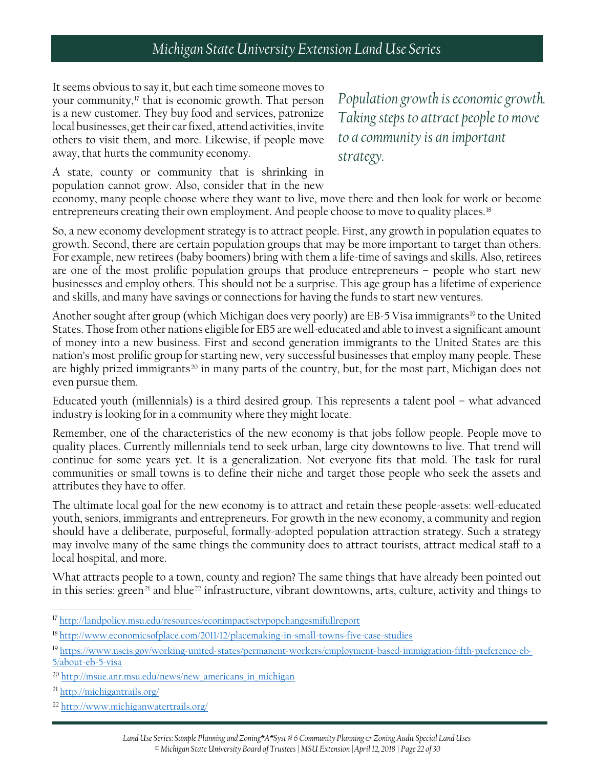It seems obvious to say it, but each time someone moves to your community,[17] that is economic growth. That person is a new customer. They buy food and services, patronize local businesses, get their car fixed, attend activities, invite others to visit them, and more. Likewise, if people move away, that hurts the community economy.

*Population growth is economic growth. Taking steps to attract people to move to a community is an important strategy.*

A state, county or community that is shrinking in population cannot grow. Also, consider that in the new economy, many people choose where they want to live, move there and then look for work or become entrepreneurs creating their own employment. And people choose to move to quality places.[18]

So, a new economy development strategy is to attract people. First, any growth in population equates to growth. Second, there are certain population groups that may be more important to target than others. For example, new retirees (baby boomers) bring with them a life-time of savings and skills. Also, retirees are one of the most prolific population groups that produce entrepreneurs – people who start new businesses and employ others. This should not be a surprise. This age group has a lifetime of experience and skills, and many have savings or connections for having the funds to start new ventures.

Another sought after group (which Michigan does very poorly) are EB-5 Visa immigrants[19] to the United States. Those from other nations eligible for EB5 are well-educated and able to invest a significant amount of money into a new business. First and second generation immigrants to the United States are this nation's most prolific group for starting new, very successful businesses that employ many people. These are highly prized immigrants[20] in many parts of the country, but, for the most part, Michigan does not even pursue them.

Educated youth (millennials) is a third desired group. This represents a talent pool – what advanced industry is looking for in a community where they might locate.

Remember, one of the characteristics of the new economy is that jobs follow people. People move to quality places. Currently millennials tend to seek urban, large city downtowns to live. That trend will continue for some years yet. It is a generalization. Not everyone fits that mold. The task for rural communities or small towns is to define their niche and target those people who seek the assets and attributes they have to offer.

The ultimate local goal for the new economy is to attract and retain these people-assets: well-educated youth, seniors, immigrants and entrepreneurs. For growth in the new economy, a community and region should have a deliberate, purposeful, formally-adopted population attraction strategy. Such a strategy may involve many of the same things the community does to attract tourists, attract medical staff to a local hospital, and more.

What attracts people to a town, county and region? The same things that have already been pointed out in this series: green[21] and blue[22] infrastructure, vibrant downtowns, arts, culture, activity and things to

---

[17] http://landpolicy.msu.edu/resources/econimpactsctypopchangesmifullreport

[18] http://www.economicsofplace.com/2011/12/placemaking-in-small-towns-five-case-studies

[19] https://www.uscis.gov/working-united-states/permanent-workers/employment-based-immigration-fifth-preference-eb-5/about-eb-5-visa

[20] http://msue.anr.msu.edu/news/new_americans_in_michigan

[21] http://michigantrails.org/

[22] http://www.michiganwatertrails.org/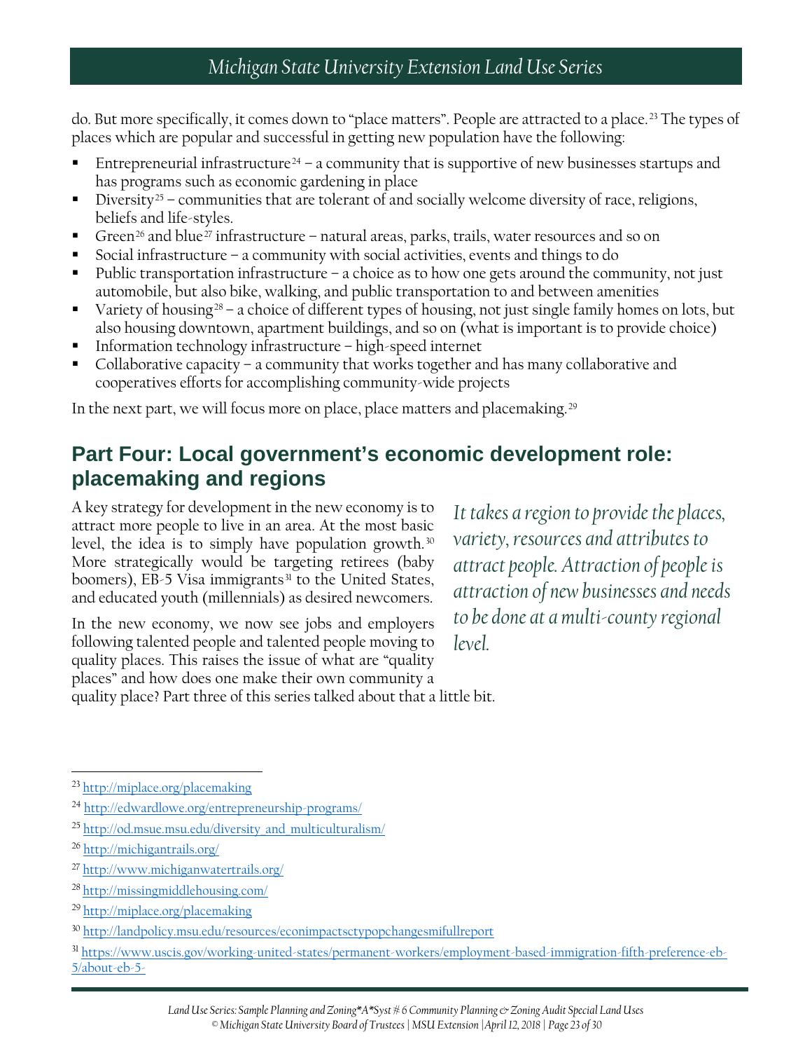do. But more specifically, it comes down to "place matters". People are attracted to a place.[23] The types of places which are popular and successful in getting new population have the following:

- Entrepreneurial infrastructure[24] – a community that is supportive of new businesses startups and has programs such as economic gardening in place
- Diversity[25] – communities that are tolerant of and socially welcome diversity of race, religions, beliefs and life-styles.
- Green[26] and blue[27] infrastructure – natural areas, parks, trails, water resources and so on
- Social infrastructure – a community with social activities, events and things to do
- Public transportation infrastructure – a choice as to how one gets around the community, not just automobile, but also bike, walking, and public transportation to and between amenities
- Variety of housing[28] – a choice of different types of housing, not just single family homes on lots, but also housing downtown, apartment buildings, and so on (what is important is to provide choice)
- Information technology infrastructure – high-speed internet
- Collaborative capacity – a community that works together and has many collaborative and cooperatives efforts for accomplishing community-wide projects

In the next part, we will focus more on place, place matters and placemaking.[29]

## Part Four: Local government's economic development role: placemaking and regions

A key strategy for development in the new economy is to attract more people to live in an area. At the most basic level, the idea is to simply have population growth.[30] More strategically would be targeting retirees (baby boomers), EB-5 Visa immigrants[31] to the United States, and educated youth (millennials) as desired newcomers.

In the new economy, we now see jobs and employers following talented people and talented people moving to quality places. This raises the issue of what are "quality places" and how does one make their own community a quality place? Part three of this series talked about that a little bit.

*It takes a region to provide the places, variety, resources and attributes to attract people. Attraction of people is attraction of new businesses and needs to be done at a multi-county regional level.*

---

[23] http://miplace.org/placemaking

[24] http://edwardlowe.org/entrepreneurship-programs/

[25] http://od.msue.msu.edu/diversity_and_multiculturalism/

[26] http://michigantrails.org/

[27] http://www.michiganwatertrails.org/

[28] http://missingmiddlehousing.com/

[29] http://miplace.org/placemaking

[30] http://landpolicy.msu.edu/resources/econimpactsctypopchangesmifullreport

[31] https://www.uscis.gov/working-united-states/permanent-workers/employment-based-immigration-fifth-preference-eb-5/about-eb-5-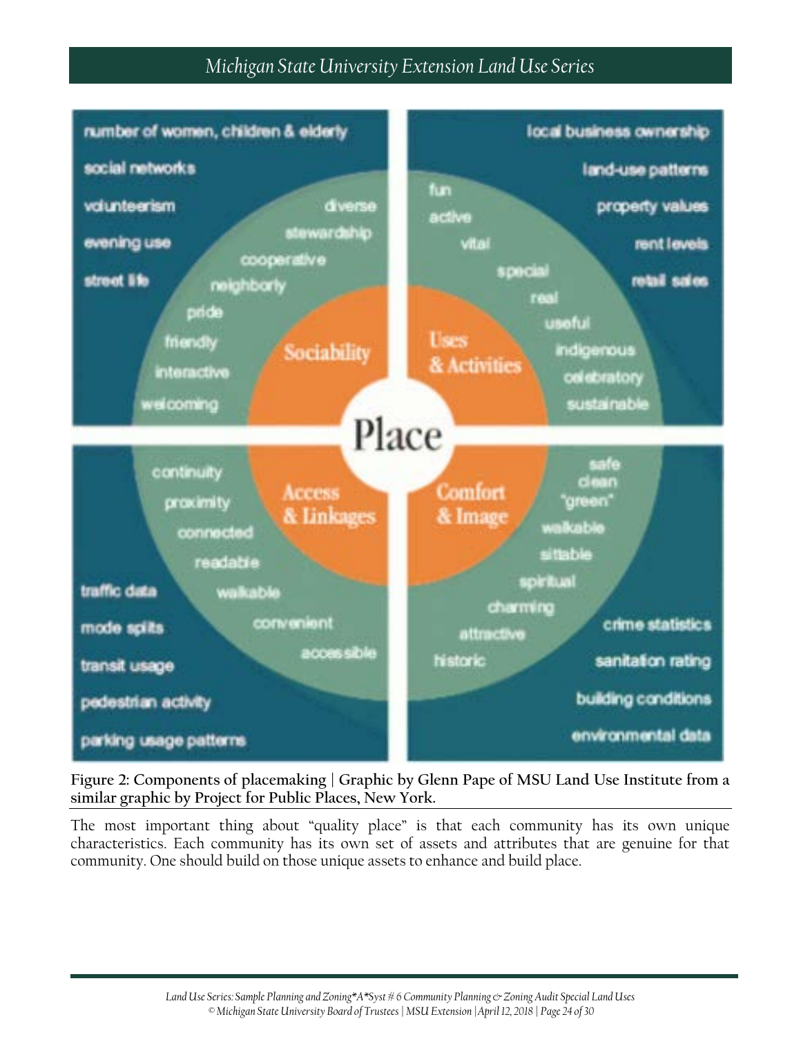**Figure 2: Components of placemaking | Graphic by Glenn Pape of MSU Land Use Institute from a similar graphic by Project for Public Places, New York.**

The most important thing about "quality place" is that each community has its own unique characteristics. Each community has its own set of assets and attributes that are genuine for that community. One should build on those unique assets to enhance and build place.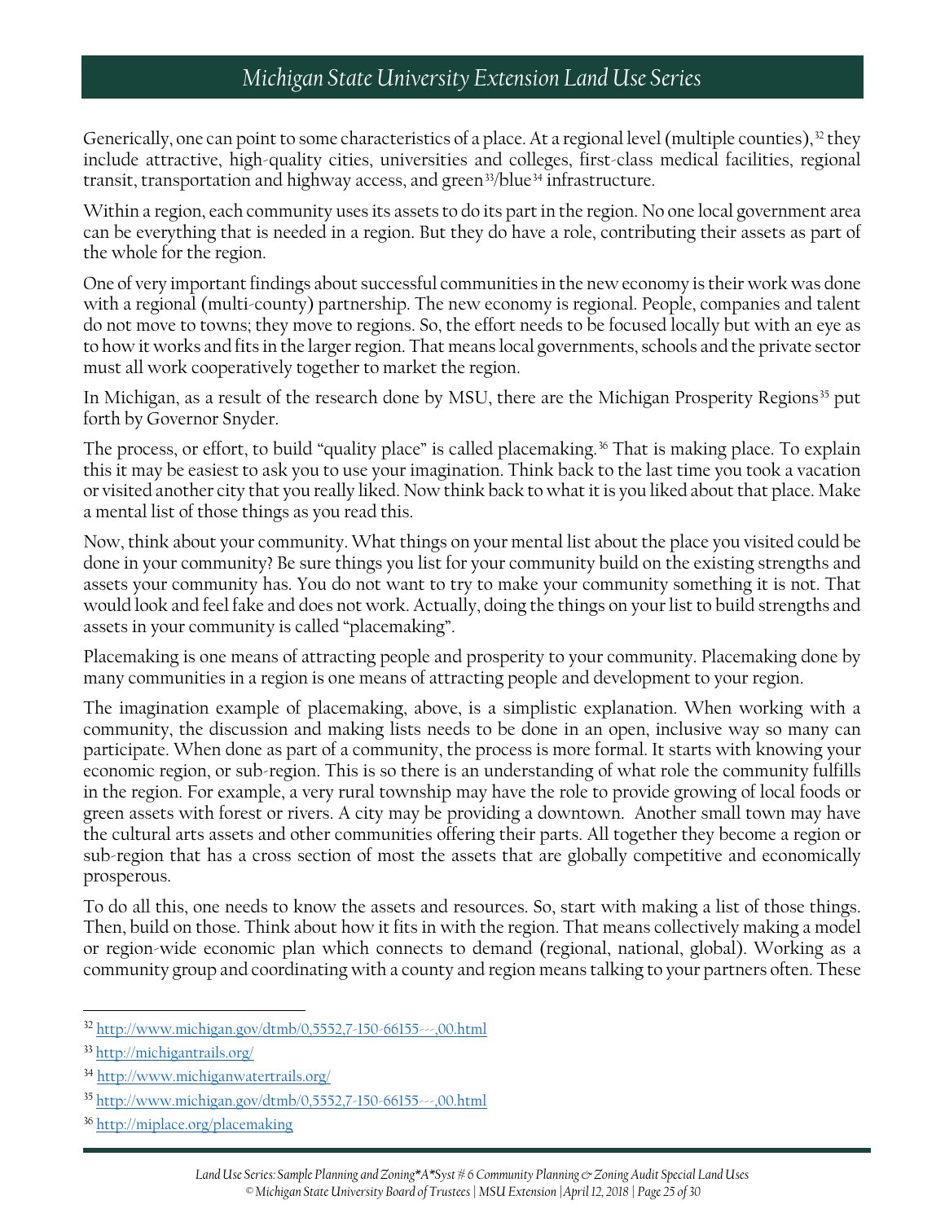Generically, one can point to some characteristics of a place. At a regional level (multiple counties),[32] they include attractive, high-quality cities, universities and colleges, first-class medical facilities, regional transit, transportation and highway access, and green[33]/blue[34] infrastructure.

Within a region, each community uses its assets to do its part in the region. No one local government area can be everything that is needed in a region. But they do have a role, contributing their assets as part of the whole for the region.

One of very important findings about successful communities in the new economy is their work was done with a regional (multi-county) partnership. The new economy is regional. People, companies and talent do not move to towns; they move to regions. So, the effort needs to be focused locally but with an eye as to how it works and fits in the larger region. That means local governments, schools and the private sector must all work cooperatively together to market the region.

In Michigan, as a result of the research done by MSU, there are the Michigan Prosperity Regions[35] put forth by Governor Snyder.

The process, or effort, to build "quality place" is called placemaking.[36] That is making place. To explain this it may be easiest to ask you to use your imagination. Think back to the last time you took a vacation or visited another city that you really liked. Now think back to what it is you liked about that place. Make a mental list of those things as you read this.

Now, think about your community. What things on your mental list about the place you visited could be done in your community? Be sure things you list for your community build on the existing strengths and assets your community has. You do not want to try to make your community something it is not. That would look and feel fake and does not work. Actually, doing the things on your list to build strengths and assets in your community is called "placemaking".

Placemaking is one means of attracting people and prosperity to your community. Placemaking done by many communities in a region is one means of attracting people and development to your region.

The imagination example of placemaking, above, is a simplistic explanation. When working with a community, the discussion and making lists needs to be done in an open, inclusive way so many can participate. When done as part of a community, the process is more formal. It starts with knowing your economic region, or sub-region. This is so there is an understanding of what role the community fulfills in the region. For example, a very rural township may have the role to provide growing of local foods or green assets with forest or rivers. A city may be providing a downtown. Another small town may have the cultural arts assets and other communities offering their parts. All together they become a region or sub-region that has a cross section of most the assets that are globally competitive and economically prosperous.

To do all this, one needs to know the assets and resources. So, start with making a list of those things. Then, build on those. Think about how it fits in with the region. That means collectively making a model or region-wide economic plan which connects to demand (regional, national, global). Working as a community group and coordinating with a county and region means talking to your partners often. These

---

[32] http://www.michigan.gov/dtmb/0,5552,7-150-66155---,00.html

[33] http://michigantrails.org/

[34] http://www.michiganwatertrails.org/

[35] http://www.michigan.gov/dtmb/0,5552,7-150-66155---,00.html

[36] http://miplace.org/placemaking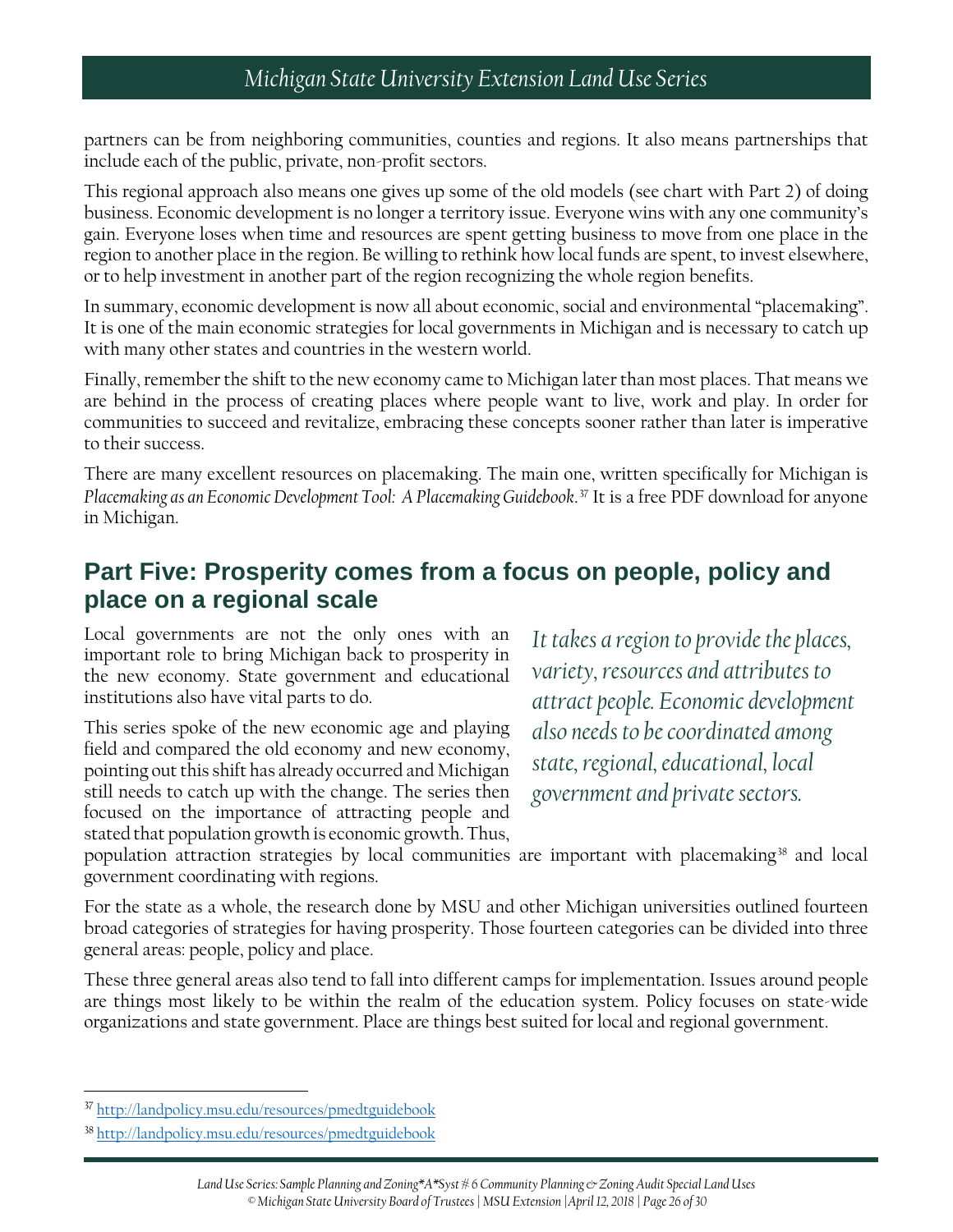partners can be from neighboring communities, counties and regions. It also means partnerships that include each of the public, private, non-profit sectors.

This regional approach also means one gives up some of the old models (see chart with Part 2) of doing business. Economic development is no longer a territory issue. Everyone wins with any one community's gain. Everyone loses when time and resources are spent getting business to move from one place in the region to another place in the region. Be willing to rethink how local funds are spent, to invest elsewhere, or to help investment in another part of the region recognizing the whole region benefits.

In summary, economic development is now all about economic, social and environmental "placemaking". It is one of the main economic strategies for local governments in Michigan and is necessary to catch up with many other states and countries in the western world.

Finally, remember the shift to the new economy came to Michigan later than most places. That means we are behind in the process of creating places where people want to live, work and play. In order for communities to succeed and revitalize, embracing these concepts sooner rather than later is imperative to their success.

There are many excellent resources on placemaking. The main one, written specifically for Michigan is *Placemaking as an Economic Development Tool: A Placemaking Guidebook*.[37] It is a free PDF download for anyone in Michigan.

## Part Five: Prosperity comes from a focus on people, policy and place on a regional scale

*It takes a region to provide the places, variety, resources and attributes to attract people. Economic development also needs to be coordinated among state, regional, educational, local government and private sectors.*

Local governments are not the only ones with an important role to bring Michigan back to prosperity in the new economy. State government and educational institutions also have vital parts to do.

This series spoke of the new economic age and playing field and compared the old economy and new economy, pointing out this shift has already occurred and Michigan still needs to catch up with the change. The series then focused on the importance of attracting people and stated that population growth is economic growth. Thus, population attraction strategies by local communities are important with placemaking[38] and local government coordinating with regions.

For the state as a whole, the research done by MSU and other Michigan universities outlined fourteen broad categories of strategies for having prosperity. Those fourteen categories can be divided into three general areas: people, policy and place.

These three general areas also tend to fall into different camps for implementation. Issues around people are things most likely to be within the realm of the education system. Policy focuses on state-wide organizations and state government. Place are things best suited for local and regional government.

---

[37] http://landpolicy.msu.edu/resources/pmedtguidebook

[38] http://landpolicy.msu.edu/resources/pmedtguidebook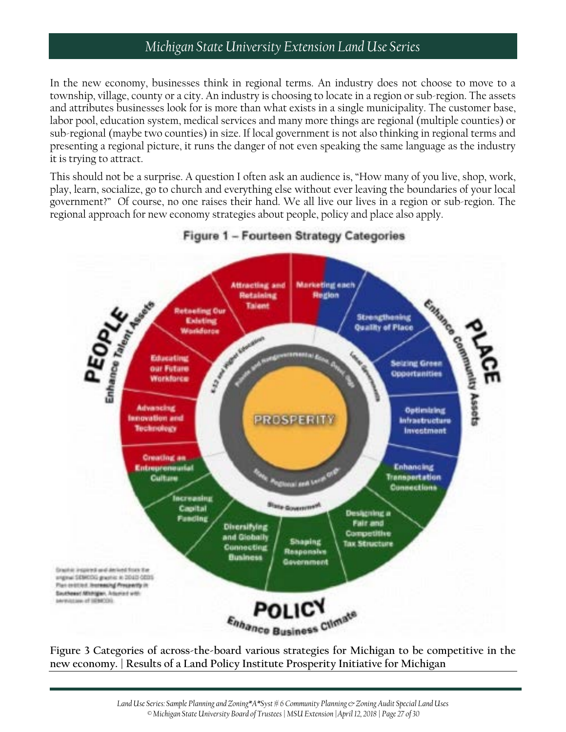In the new economy, businesses think in regional terms. An industry does not choose to move to a township, village, county or a city. An industry is choosing to locate in a region or sub-region. The assets and attributes businesses look for is more than what exists in a single municipality. The customer base, labor pool, education system, medical services and many more things are regional (multiple counties) or sub-regional (maybe two counties) in size. If local government is not also thinking in regional terms and presenting a regional picture, it runs the danger of not even speaking the same language as the industry it is trying to attract.

This should not be a surprise. A question I often ask an audience is, "How many of you live, shop, work, play, learn, socialize, go to church and everything else without ever leaving the boundaries of your local government?" Of course, no one raises their hand. We all live our lives in a region or sub-region. The regional approach for new economy strategies about people, policy and place also apply.

**Figure 1 – Fourteen Strategy Categories**

**Figure 3 Categories of across-the-board various strategies for Michigan to be competitive in the new economy. | Results of a Land Policy Institute Prosperity Initiative for Michigan**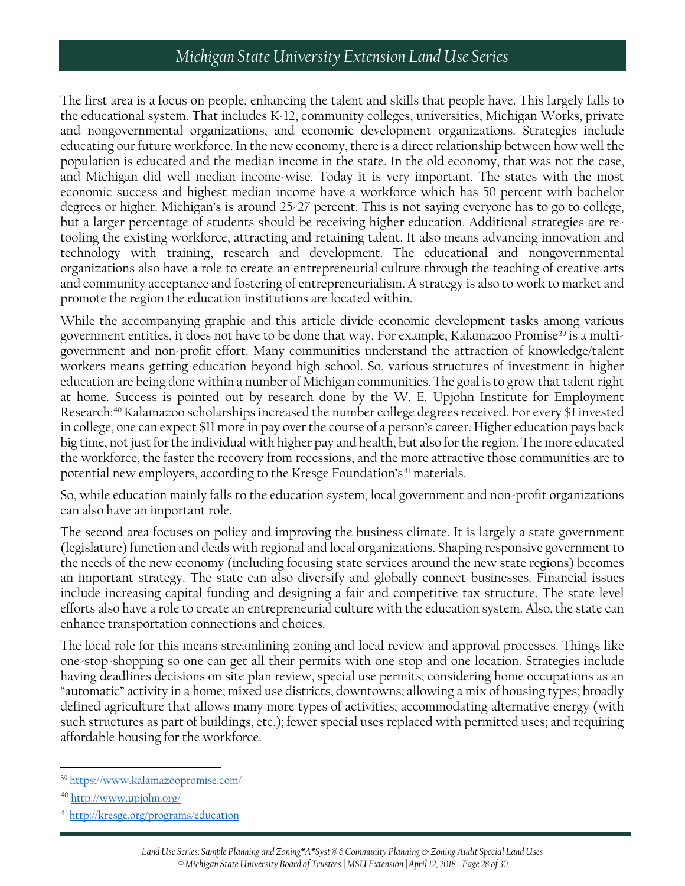The first area is a focus on people, enhancing the talent and skills that people have. This largely falls to the educational system. That includes K-12, community colleges, universities, Michigan Works, private and nongovernmental organizations, and economic development organizations. Strategies include educating our future workforce. In the new economy, there is a direct relationship between how well the population is educated and the median income in the state. In the old economy, that was not the case, and Michigan did well median income-wise. Today it is very important. The states with the most economic success and highest median income have a workforce which has 50 percent with bachelor degrees or higher. Michigan's is around 25-27 percent. This is not saying everyone has to go to college, but a larger percentage of students should be receiving higher education. Additional strategies are re-tooling the existing workforce, attracting and retaining talent. It also means advancing innovation and technology with training, research and development. The educational and nongovernmental organizations also have a role to create an entrepreneurial culture through the teaching of creative arts and community acceptance and fostering of entrepreneurialism. A strategy is also to work to market and promote the region the education institutions are located within.

While the accompanying graphic and this article divide economic development tasks among various government entities, it does not have to be done that way. For example, Kalamazoo Promise[39] is a multi-government and non-profit effort. Many communities understand the attraction of knowledge/talent workers means getting education beyond high school. So, various structures of investment in higher education are being done within a number of Michigan communities. The goal is to grow that talent right at home. Success is pointed out by research done by the W. E. Upjohn Institute for Employment Research:[40] Kalamazoo scholarships increased the number college degrees received. For every $1 invested in college, one can expect $11 more in pay over the course of a person's career. Higher education pays back big time, not just for the individual with higher pay and health, but also for the region. The more educated the workforce, the faster the recovery from recessions, and the more attractive those communities are to potential new employers, according to the Kresge Foundation's[41] materials.

So, while education mainly falls to the education system, local government and non-profit organizations can also have an important role.

The second area focuses on policy and improving the business climate. It is largely a state government (legislature) function and deals with regional and local organizations. Shaping responsive government to the needs of the new economy (including focusing state services around the new state regions) becomes an important strategy. The state can also diversify and globally connect businesses. Financial issues include increasing capital funding and designing a fair and competitive tax structure. The state level efforts also have a role to create an entrepreneurial culture with the education system. Also, the state can enhance transportation connections and choices.

The local role for this means streamlining zoning and local review and approval processes. Things like one-stop-shopping so one can get all their permits with one stop and one location. Strategies include having deadlines decisions on site plan review, special use permits; considering home occupations as an "automatic" activity in a home; mixed use districts, downtowns; allowing a mix of housing types; broadly defined agriculture that allows many more types of activities; accommodating alternative energy (with such structures as part of buildings, etc.); fewer special uses replaced with permitted uses; and requiring affordable housing for the workforce.

---

[39] https://www.kalamazoopromise.com/

[40] http://www.upjohn.org/

[41] http://kresge.org/programs/education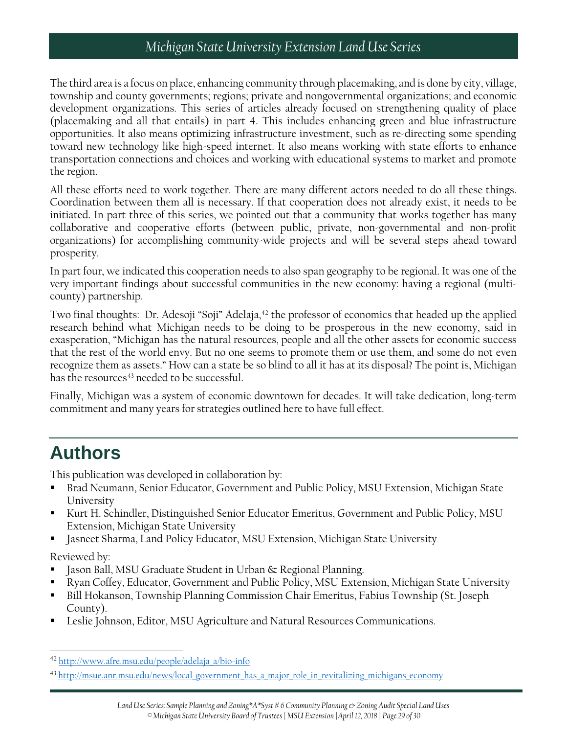The third area is a focus on place, enhancing community through placemaking, and is done by city, village, township and county governments; regions; private and nongovernmental organizations; and economic development organizations. This series of articles already focused on strengthening quality of place (placemaking and all that entails) in part 4. This includes enhancing green and blue infrastructure opportunities. It also means optimizing infrastructure investment, such as re-directing some spending toward new technology like high-speed internet. It also means working with state efforts to enhance transportation connections and choices and working with educational systems to market and promote the region.

All these efforts need to work together. There are many different actors needed to do all these things. Coordination between them all is necessary. If that cooperation does not already exist, it needs to be initiated. In part three of this series, we pointed out that a community that works together has many collaborative and cooperative efforts (between public, private, non-governmental and non-profit organizations) for accomplishing community-wide projects and will be several steps ahead toward prosperity.

In part four, we indicated this cooperation needs to also span geography to be regional. It was one of the very important findings about successful communities in the new economy: having a regional (multi-county) partnership.

Two final thoughts: Dr. Adesoji "Soji" Adelaja,[42] the professor of economics that headed up the applied research behind what Michigan needs to be doing to be prosperous in the new economy, said in exasperation, "Michigan has the natural resources, people and all the other assets for economic success that the rest of the world envy. But no one seems to promote them or use them, and some do not even recognize them as assets." How can a state be so blind to all it has at its disposal? The point is, Michigan has the resources[43] needed to be successful.

Finally, Michigan was a system of economic downtown for decades. It will take dedication, long-term commitment and many years for strategies outlined here to have full effect.

# Authors

This publication was developed in collaboration by:

- Brad Neumann, Senior Educator, Government and Public Policy, MSU Extension, Michigan State University
- Kurt H. Schindler, Distinguished Senior Educator Emeritus, Government and Public Policy, MSU Extension, Michigan State University
- Jasneet Sharma, Land Policy Educator, MSU Extension, Michigan State University

Reviewed by:

- Jason Ball, MSU Graduate Student in Urban & Regional Planning.
- Ryan Coffey, Educator, Government and Public Policy, MSU Extension, Michigan State University
- Bill Hokanson, Township Planning Commission Chair Emeritus, Fabius Township (St. Joseph County).
- Leslie Johnson, Editor, MSU Agriculture and Natural Resources Communications.

---

[42] http://www.afre.msu.edu/people/adelaja_a/bio-info

[43] http://msue.anr.msu.edu/news/local_government_has_a_major_role_in_revitalizing_michigans_economy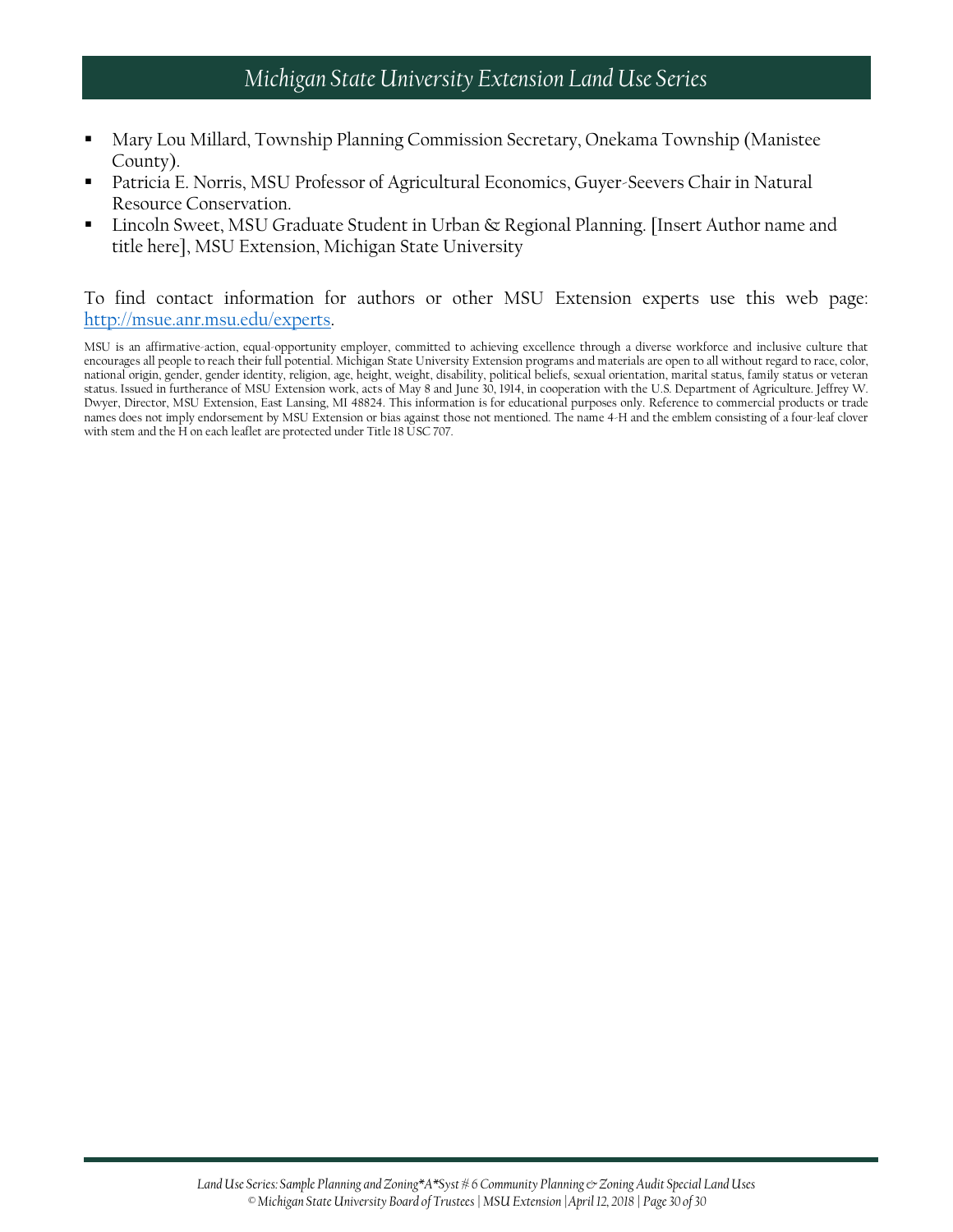- Mary Lou Millard, Township Planning Commission Secretary, Onekama Township (Manistee County).
- Patricia E. Norris, MSU Professor of Agricultural Economics, Guyer-Seevers Chair in Natural Resource Conservation.
- Lincoln Sweet, MSU Graduate Student in Urban & Regional Planning. [Insert Author name and title here], MSU Extension, Michigan State University

To find contact information for authors or other MSU Extension experts use this web page: [http://msue.anr.msu.edu/experts](http://msue.anr.msu.edu/experts).

MSU is an affirmative-action, equal-opportunity employer, committed to achieving excellence through a diverse workforce and inclusive culture that encourages all people to reach their full potential. Michigan State University Extension programs and materials are open to all without regard to race, color, national origin, gender, gender identity, religion, age, height, weight, disability, political beliefs, sexual orientation, marital status, family status or veteran status. Issued in furtherance of MSU Extension work, acts of May 8 and June 30, 1914, in cooperation with the U.S. Department of Agriculture. Jeffrey W. Dwyer, Director, MSU Extension, East Lansing, MI 48824. This information is for educational purposes only. Reference to commercial products or trade names does not imply endorsement by MSU Extension or bias against those not mentioned. The name 4-H and the emblem consisting of a four-leaf clover with stem and the H on each leaflet are protected under Title 18 USC 707.